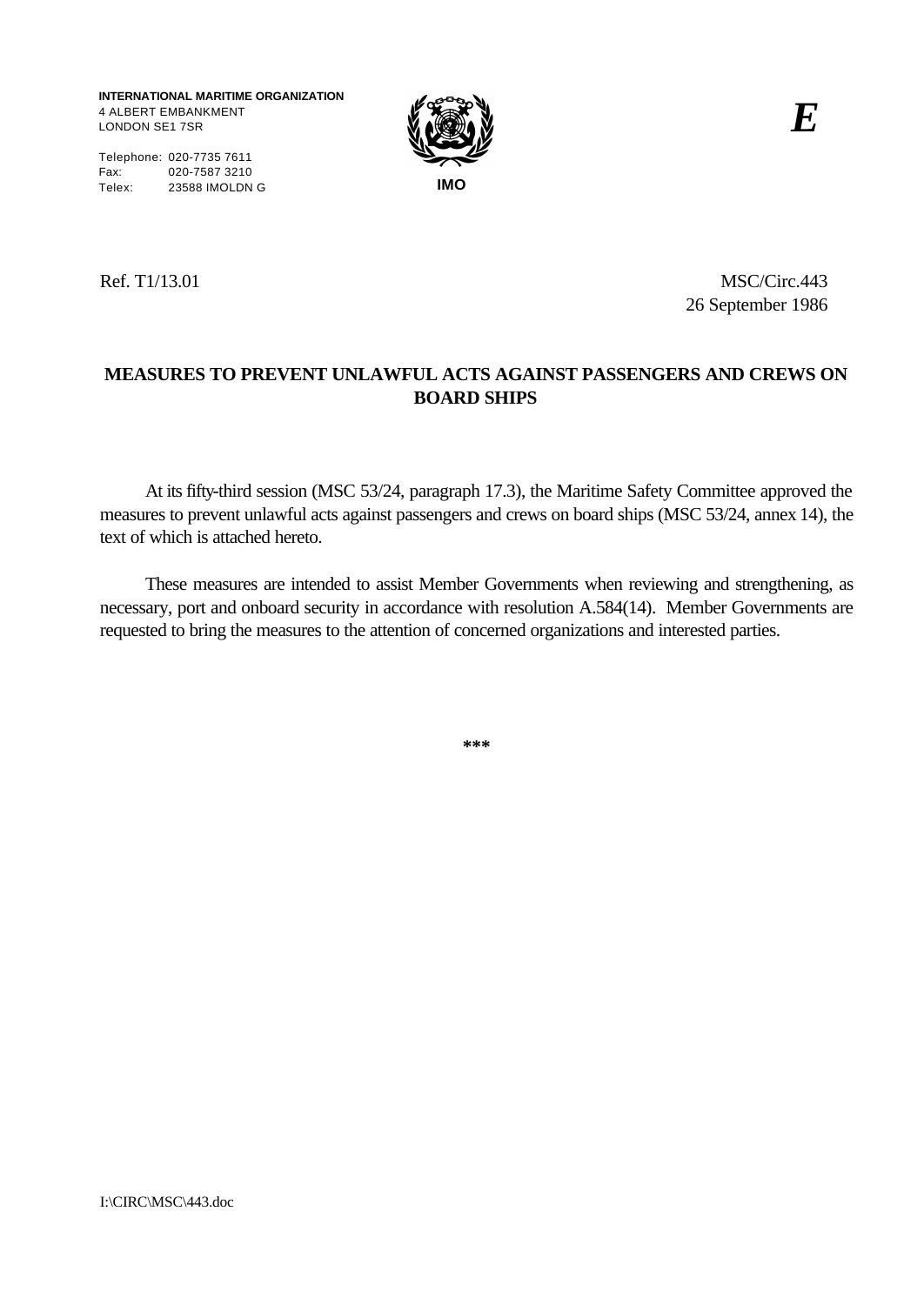**INTERNATIONAL MARITIME ORGANIZATION**
4 ALBERT EMBANKMENT
LONDON SE1 7SR

Telephone: 020-7735 7611
Fax: 020-7587 3210
Telex: 23588 IMOLDN G

**IMO**

***E***

Ref. T1/13.01

MSC/Circ.443
26 September 1986

## MEASURES TO PREVENT UNLAWFUL ACTS AGAINST PASSENGERS AND CREWS ON BOARD SHIPS

At its fifty-third session (MSC 53/24, paragraph 17.3), the Maritime Safety Committee approved the measures to prevent unlawful acts against passengers and crews on board ships (MSC 53/24, annex 14), the text of which is attached hereto.

These measures are intended to assist Member Governments when reviewing and strengthening, as necessary, port and onboard security in accordance with resolution A.584(14). Member Governments are requested to bring the measures to the attention of concerned organizations and interested parties.

***

I:\CIRC\MSC\443.doc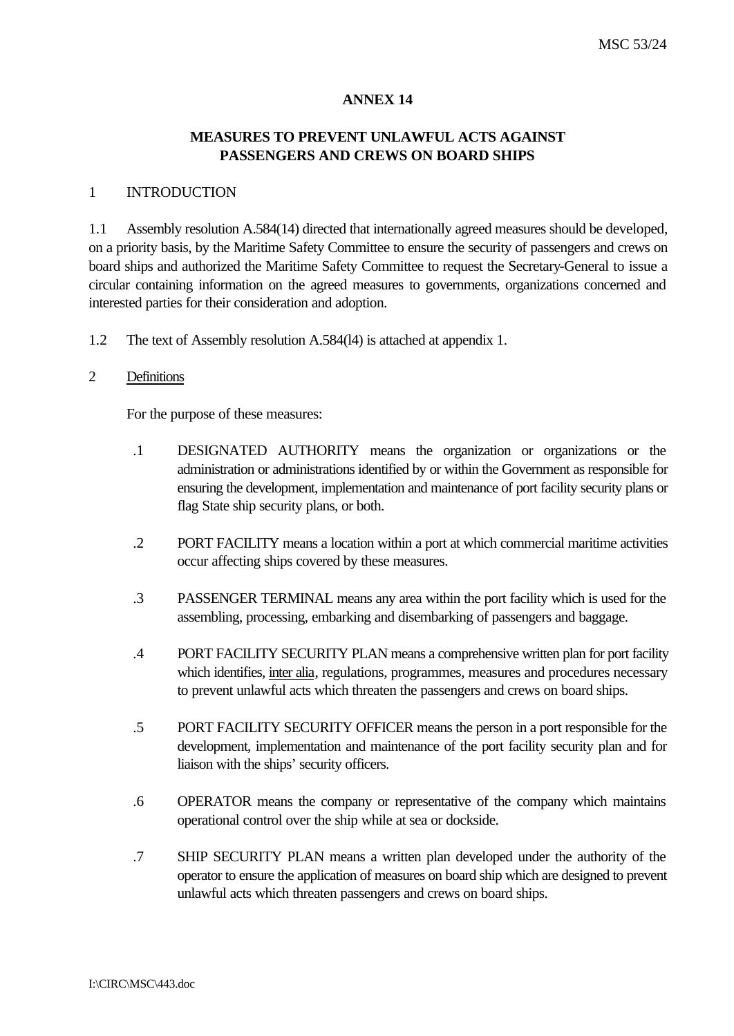**ANNEX 14**

**MEASURES TO PREVENT UNLAWFUL ACTS AGAINST PASSENGERS AND CREWS ON BOARD SHIPS**

1 INTRODUCTION

1.1 Assembly resolution A.584(14) directed that internationally agreed measures should be developed, on a priority basis, by the Maritime Safety Committee to ensure the security of passengers and crews on board ships and authorized the Maritime Safety Committee to request the Secretary-General to issue a circular containing information on the agreed measures to governments, organizations concerned and interested parties for their consideration and adoption.

1.2 The text of Assembly resolution A.584(l4) is attached at appendix 1.

2 Definitions

For the purpose of these measures:

.1 DESIGNATED AUTHORITY means the organization or organizations or the administration or administrations identified by or within the Government as responsible for ensuring the development, implementation and maintenance of port facility security plans or flag State ship security plans, or both.

.2 PORT FACILITY means a location within a port at which commercial maritime activities occur affecting ships covered by these measures.

.3 PASSENGER TERMINAL means any area within the port facility which is used for the assembling, processing, embarking and disembarking of passengers and baggage.

.4 PORT FACILITY SECURITY PLAN means a comprehensive written plan for port facility which identifies, inter alia, regulations, programmes, measures and procedures necessary to prevent unlawful acts which threaten the passengers and crews on board ships.

.5 PORT FACILITY SECURITY OFFICER means the person in a port responsible for the development, implementation and maintenance of the port facility security plan and for liaison with the ships' security officers.

.6 OPERATOR means the company or representative of the company which maintains operational control over the ship while at sea or dockside.

.7 SHIP SECURITY PLAN means a written plan developed under the authority of the operator to ensure the application of measures on board ship which are designed to prevent unlawful acts which threaten passengers and crews on board ships.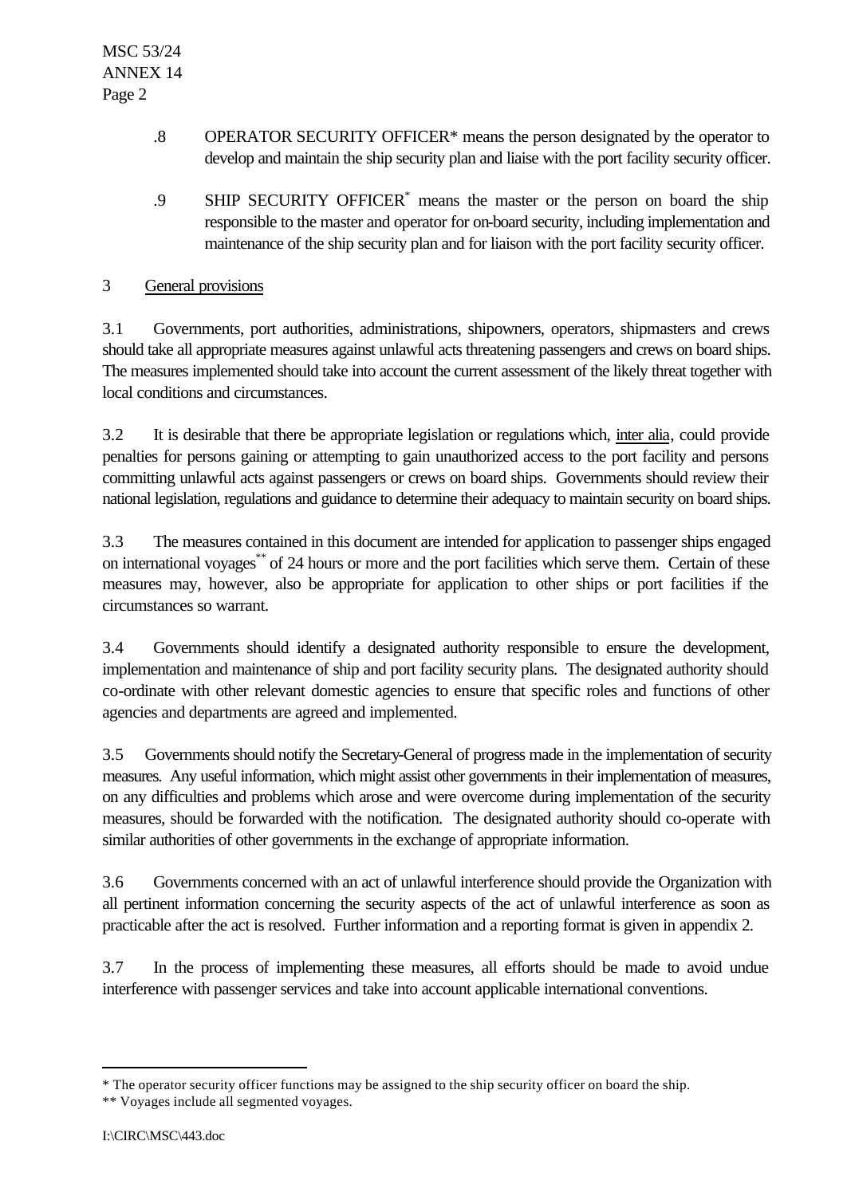.8 OPERATOR SECURITY OFFICER* means the person designated by the operator to develop and maintain the ship security plan and liaise with the port facility security officer.

.9 SHIP SECURITY OFFICER* means the master or the person on board the ship responsible to the master and operator for on-board security, including implementation and maintenance of the ship security plan and for liaison with the port facility security officer.

3 General provisions

3.1 Governments, port authorities, administrations, shipowners, operators, shipmasters and crews should take all appropriate measures against unlawful acts threatening passengers and crews on board ships. The measures implemented should take into account the current assessment of the likely threat together with local conditions and circumstances.

3.2 It is desirable that there be appropriate legislation or regulations which, inter alia, could provide penalties for persons gaining or attempting to gain unauthorized access to the port facility and persons committing unlawful acts against passengers or crews on board ships. Governments should review their national legislation, regulations and guidance to determine their adequacy to maintain security on board ships.

3.3 The measures contained in this document are intended for application to passenger ships engaged on international voyages** of 24 hours or more and the port facilities which serve them. Certain of these measures may, however, also be appropriate for application to other ships or port facilities if the circumstances so warrant.

3.4 Governments should identify a designated authority responsible to ensure the development, implementation and maintenance of ship and port facility security plans. The designated authority should co-ordinate with other relevant domestic agencies to ensure that specific roles and functions of other agencies and departments are agreed and implemented.

3.5 Governments should notify the Secretary-General of progress made in the implementation of security measures. Any useful information, which might assist other governments in their implementation of measures, on any difficulties and problems which arose and were overcome during implementation of the security measures, should be forwarded with the notification. The designated authority should co-operate with similar authorities of other governments in the exchange of appropriate information.

3.6 Governments concerned with an act of unlawful interference should provide the Organization with all pertinent information concerning the security aspects of the act of unlawful interference as soon as practicable after the act is resolved. Further information and a reporting format is given in appendix 2.

3.7 In the process of implementing these measures, all efforts should be made to avoid undue interference with passenger services and take into account applicable international conventions.

---

* The operator security officer functions may be assigned to the ship security officer on board the ship.

** Voyages include all segmented voyages.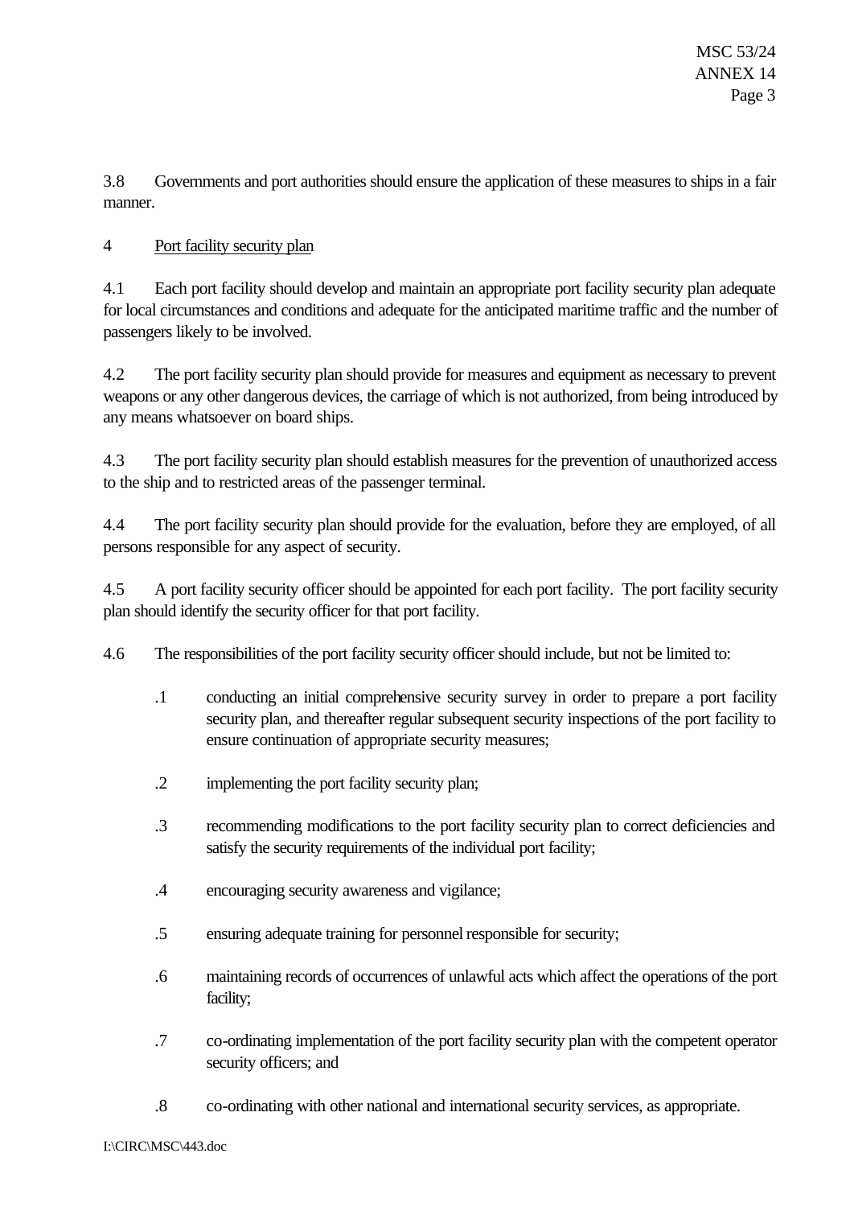3.8 Governments and port authorities should ensure the application of these measures to ships in a fair manner.

## 4 Port facility security plan

4.1 Each port facility should develop and maintain an appropriate port facility security plan adequate for local circumstances and conditions and adequate for the anticipated maritime traffic and the number of passengers likely to be involved.

4.2 The port facility security plan should provide for measures and equipment as necessary to prevent weapons or any other dangerous devices, the carriage of which is not authorized, from being introduced by any means whatsoever on board ships.

4.3 The port facility security plan should establish measures for the prevention of unauthorized access to the ship and to restricted areas of the passenger terminal.

4.4 The port facility security plan should provide for the evaluation, before they are employed, of all persons responsible for any aspect of security.

4.5 A port facility security officer should be appointed for each port facility. The port facility security plan should identify the security officer for that port facility.

4.6 The responsibilities of the port facility security officer should include, but not be limited to:

- .1 conducting an initial comprehensive security survey in order to prepare a port facility security plan, and thereafter regular subsequent security inspections of the port facility to ensure continuation of appropriate security measures;
- .2 implementing the port facility security plan;
- .3 recommending modifications to the port facility security plan to correct deficiencies and satisfy the security requirements of the individual port facility;
- .4 encouraging security awareness and vigilance;
- .5 ensuring adequate training for personnel responsible for security;
- .6 maintaining records of occurrences of unlawful acts which affect the operations of the port facility;
- .7 co-ordinating implementation of the port facility security plan with the competent operator security officers; and
- .8 co-ordinating with other national and international security services, as appropriate.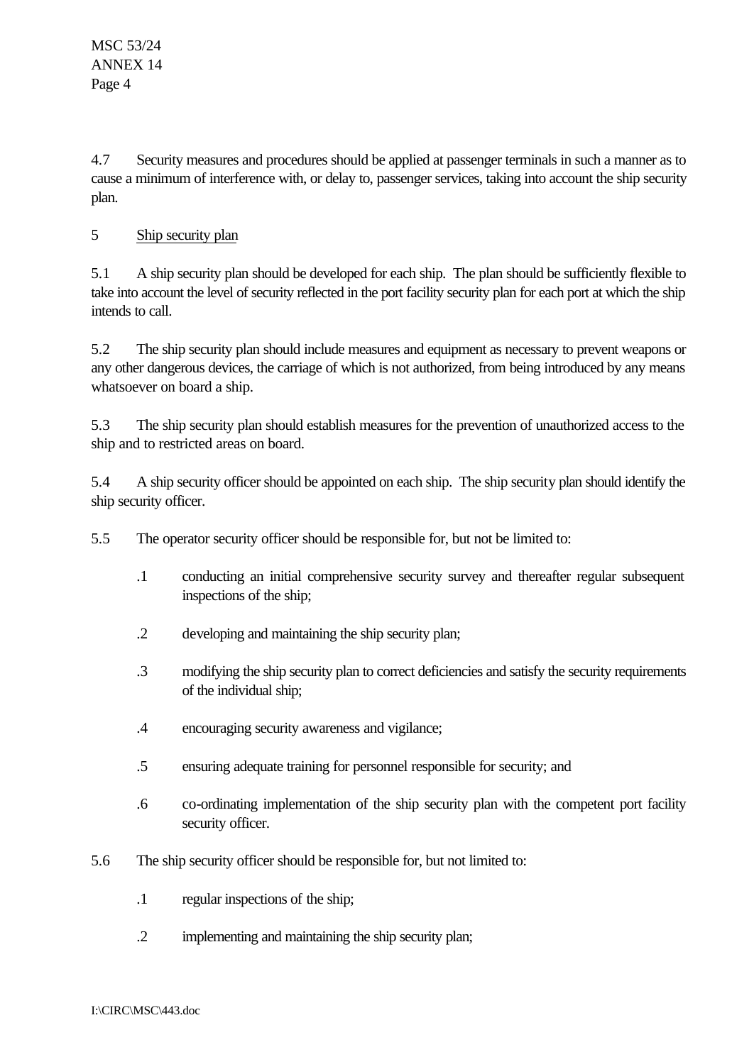4.7 Security measures and procedures should be applied at passenger terminals in such a manner as to cause a minimum of interference with, or delay to, passenger services, taking into account the ship security plan.

## 5 Ship security plan

5.1 A ship security plan should be developed for each ship. The plan should be sufficiently flexible to take into account the level of security reflected in the port facility security plan for each port at which the ship intends to call.

5.2 The ship security plan should include measures and equipment as necessary to prevent weapons or any other dangerous devices, the carriage of which is not authorized, from being introduced by any means whatsoever on board a ship.

5.3 The ship security plan should establish measures for the prevention of unauthorized access to the ship and to restricted areas on board.

5.4 A ship security officer should be appointed on each ship. The ship security plan should identify the ship security officer.

5.5 The operator security officer should be responsible for, but not be limited to:

- .1 conducting an initial comprehensive security survey and thereafter regular subsequent inspections of the ship;
- .2 developing and maintaining the ship security plan;
- .3 modifying the ship security plan to correct deficiencies and satisfy the security requirements of the individual ship;
- .4 encouraging security awareness and vigilance;
- .5 ensuring adequate training for personnel responsible for security; and
- .6 co-ordinating implementation of the ship security plan with the competent port facility security officer.

5.6 The ship security officer should be responsible for, but not limited to:

- .1 regular inspections of the ship;
- .2 implementing and maintaining the ship security plan;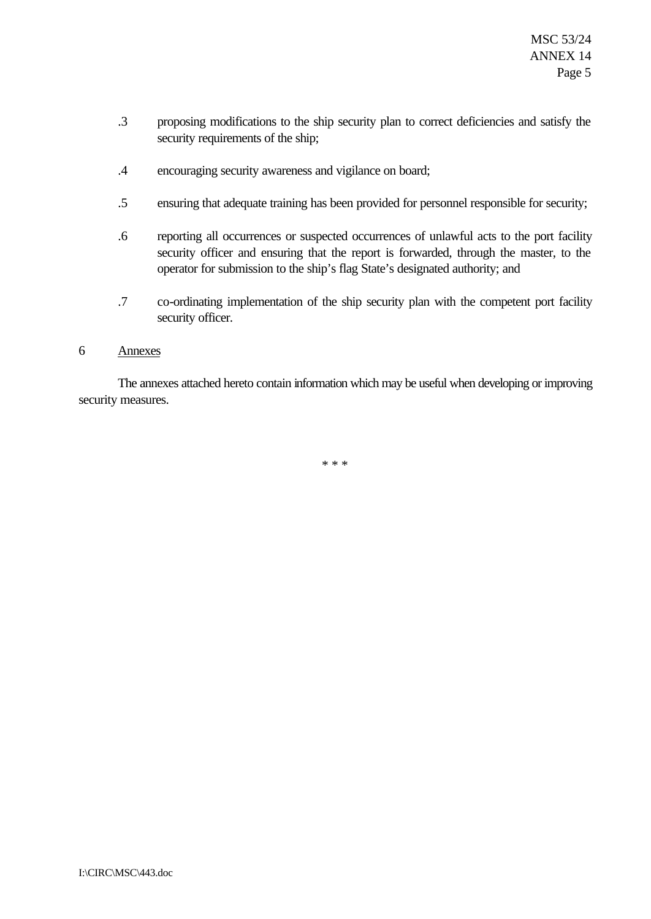.3 proposing modifications to the ship security plan to correct deficiencies and satisfy the security requirements of the ship;

.4 encouraging security awareness and vigilance on board;

.5 ensuring that adequate training has been provided for personnel responsible for security;

.6 reporting all occurrences or suspected occurrences of unlawful acts to the port facility security officer and ensuring that the report is forwarded, through the master, to the operator for submission to the ship's flag State's designated authority; and

.7 co-ordinating implementation of the ship security plan with the competent port facility security officer.

6 <u>Annexes</u>

The annexes attached hereto contain information which may be useful when developing or improving security measures.

\* \* \*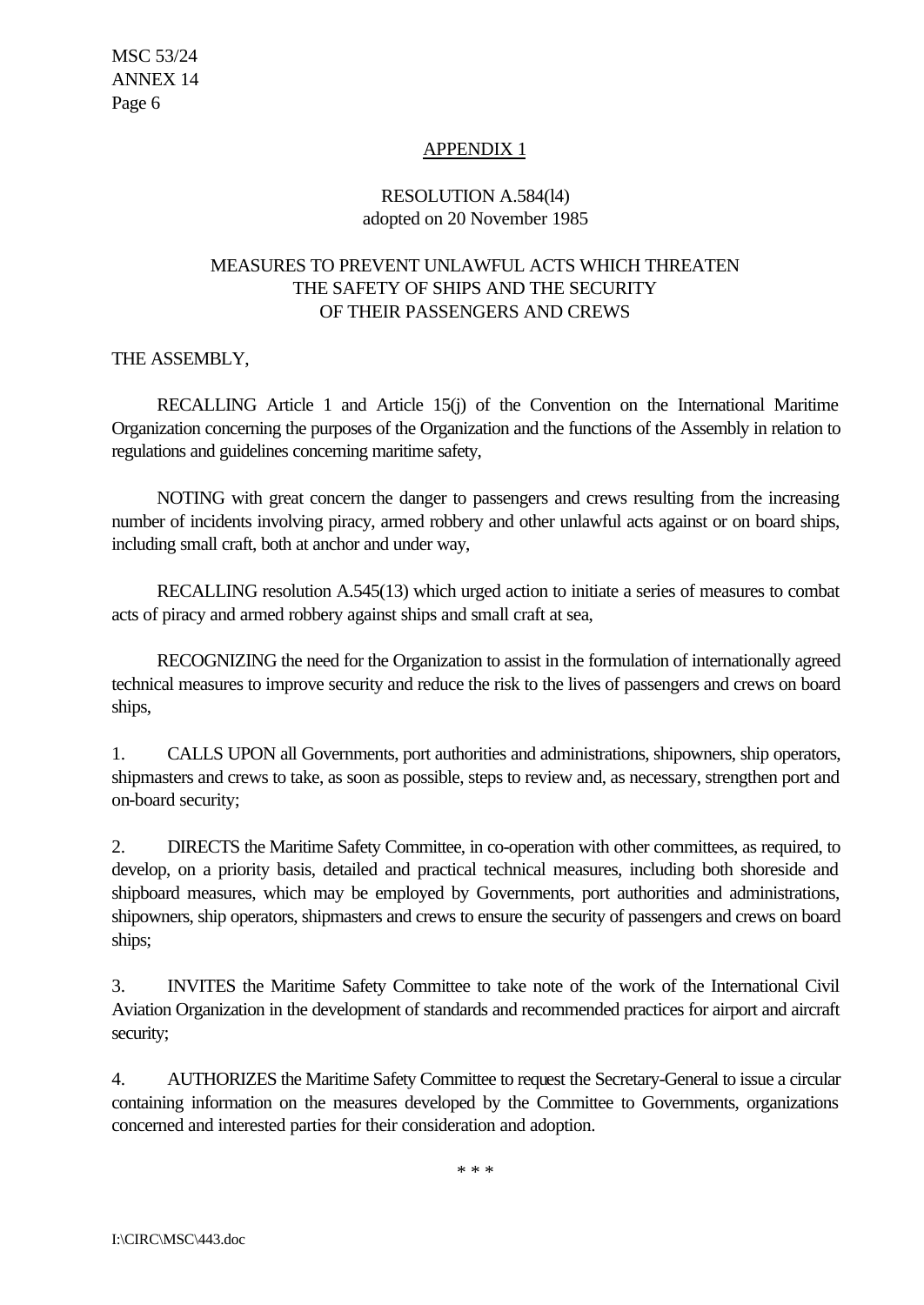## APPENDIX 1

### RESOLUTION A.584(l4)
adopted on 20 November 1985

### MEASURES TO PREVENT UNLAWFUL ACTS WHICH THREATEN THE SAFETY OF SHIPS AND THE SECURITY OF THEIR PASSENGERS AND CREWS

THE ASSEMBLY,

RECALLING Article 1 and Article 15(j) of the Convention on the International Maritime Organization concerning the purposes of the Organization and the functions of the Assembly in relation to regulations and guidelines concerning maritime safety,

NOTING with great concern the danger to passengers and crews resulting from the increasing number of incidents involving piracy, armed robbery and other unlawful acts against or on board ships, including small craft, both at anchor and under way,

RECALLING resolution A.545(13) which urged action to initiate a series of measures to combat acts of piracy and armed robbery against ships and small craft at sea,

RECOGNIZING the need for the Organization to assist in the formulation of internationally agreed technical measures to improve security and reduce the risk to the lives of passengers and crews on board ships,

1. CALLS UPON all Governments, port authorities and administrations, shipowners, ship operators, shipmasters and crews to take, as soon as possible, steps to review and, as necessary, strengthen port and on-board security;

2. DIRECTS the Maritime Safety Committee, in co-operation with other committees, as required, to develop, on a priority basis, detailed and practical technical measures, including both shoreside and shipboard measures, which may be employed by Governments, port authorities and administrations, shipowners, ship operators, shipmasters and crews to ensure the security of passengers and crews on board ships;

3. INVITES the Maritime Safety Committee to take note of the work of the International Civil Aviation Organization in the development of standards and recommended practices for airport and aircraft security;

4. AUTHORIZES the Maritime Safety Committee to request the Secretary-General to issue a circular containing information on the measures developed by the Committee to Governments, organizations concerned and interested parties for their consideration and adoption.

\* \* \*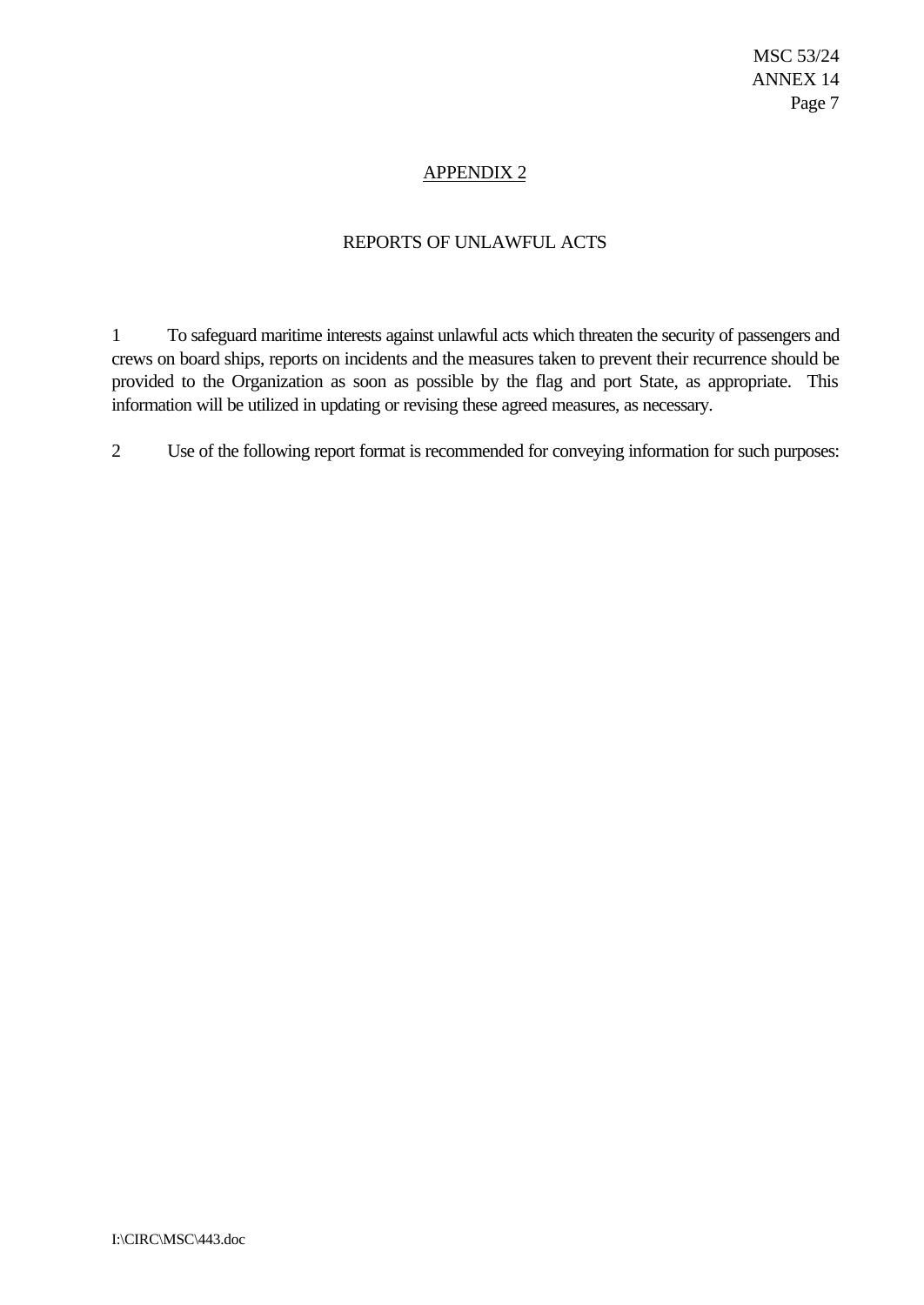## APPENDIX 2

## REPORTS OF UNLAWFUL ACTS

1 To safeguard maritime interests against unlawful acts which threaten the security of passengers and crews on board ships, reports on incidents and the measures taken to prevent their recurrence should be provided to the Organization as soon as possible by the flag and port State, as appropriate. This information will be utilized in updating or revising these agreed measures, as necessary.

2 Use of the following report format is recommended for conveying information for such purposes: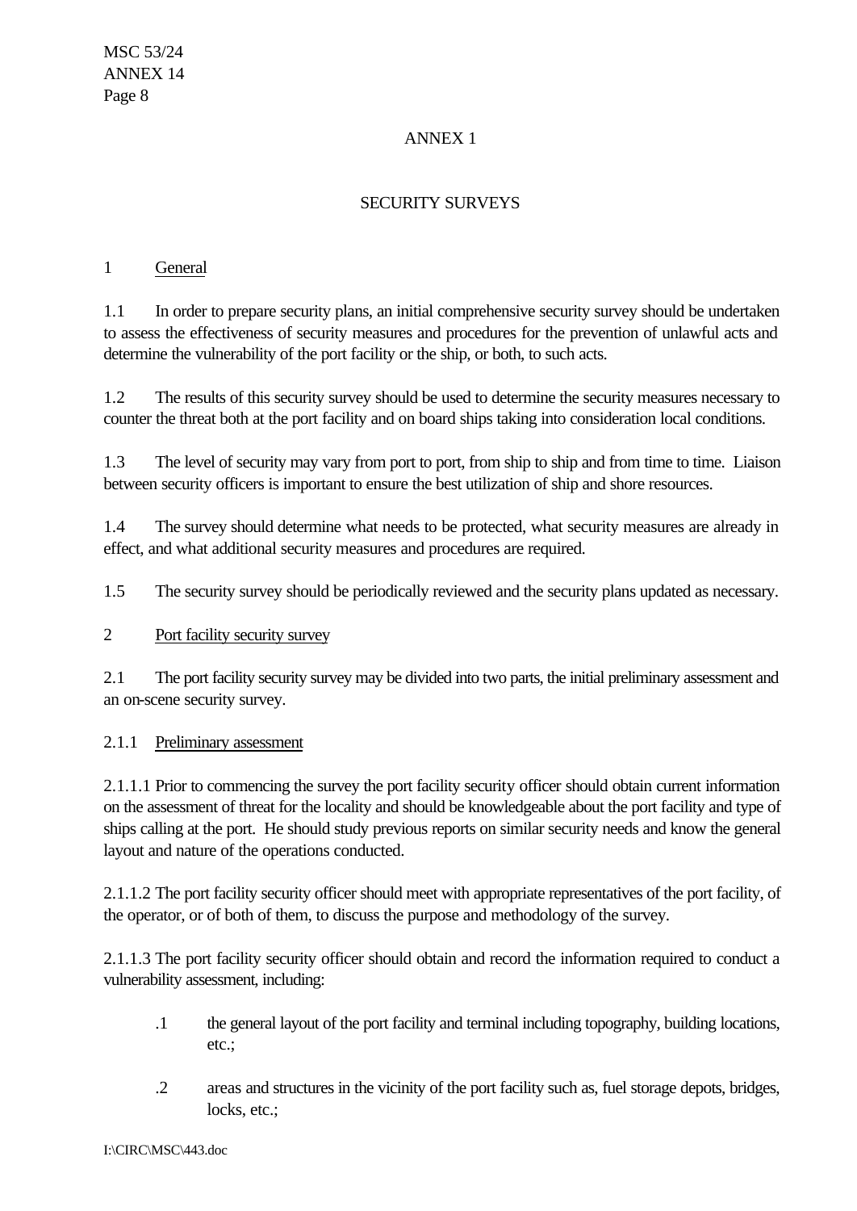ANNEX 1

SECURITY SURVEYS

1 General

1.1 In order to prepare security plans, an initial comprehensive security survey should be undertaken to assess the effectiveness of security measures and procedures for the prevention of unlawful acts and determine the vulnerability of the port facility or the ship, or both, to such acts.

1.2 The results of this security survey should be used to determine the security measures necessary to counter the threat both at the port facility and on board ships taking into consideration local conditions.

1.3 The level of security may vary from port to port, from ship to ship and from time to time. Liaison between security officers is important to ensure the best utilization of ship and shore resources.

1.4 The survey should determine what needs to be protected, what security measures are already in effect, and what additional security measures and procedures are required.

1.5 The security survey should be periodically reviewed and the security plans updated as necessary.

2 Port facility security survey

2.1 The port facility security survey may be divided into two parts, the initial preliminary assessment and an on-scene security survey.

2.1.1 Preliminary assessment

2.1.1.1 Prior to commencing the survey the port facility security officer should obtain current information on the assessment of threat for the locality and should be knowledgeable about the port facility and type of ships calling at the port. He should study previous reports on similar security needs and know the general layout and nature of the operations conducted.

2.1.1.2 The port facility security officer should meet with appropriate representatives of the port facility, of the operator, or of both of them, to discuss the purpose and methodology of the survey.

2.1.1.3 The port facility security officer should obtain and record the information required to conduct a vulnerability assessment, including:

- .1 the general layout of the port facility and terminal including topography, building locations, etc.;
- .2 areas and structures in the vicinity of the port facility such as, fuel storage depots, bridges, locks, etc.;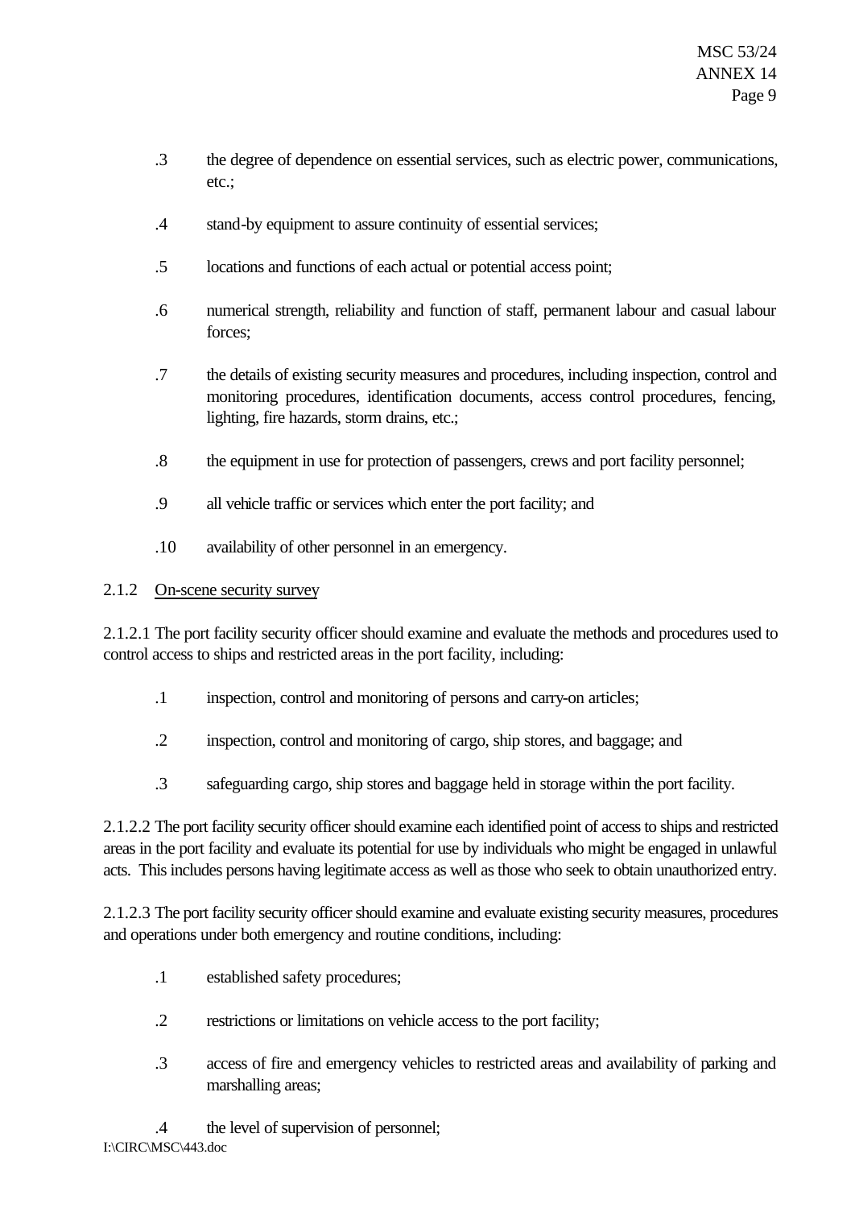.3 the degree of dependence on essential services, such as electric power, communications, etc.;

.4 stand-by equipment to assure continuity of essential services;

.5 locations and functions of each actual or potential access point;

.6 numerical strength, reliability and function of staff, permanent labour and casual labour forces;

.7 the details of existing security measures and procedures, including inspection, control and monitoring procedures, identification documents, access control procedures, fencing, lighting, fire hazards, storm drains, etc.;

.8 the equipment in use for protection of passengers, crews and port facility personnel;

.9 all vehicle traffic or services which enter the port facility; and

.10 availability of other personnel in an emergency.

2.1.2 On-scene security survey

2.1.2.1 The port facility security officer should examine and evaluate the methods and procedures used to control access to ships and restricted areas in the port facility, including:

.1 inspection, control and monitoring of persons and carry-on articles;

.2 inspection, control and monitoring of cargo, ship stores, and baggage; and

.3 safeguarding cargo, ship stores and baggage held in storage within the port facility.

2.1.2.2 The port facility security officer should examine each identified point of access to ships and restricted areas in the port facility and evaluate its potential for use by individuals who might be engaged in unlawful acts. This includes persons having legitimate access as well as those who seek to obtain unauthorized entry.

2.1.2.3 The port facility security officer should examine and evaluate existing security measures, procedures and operations under both emergency and routine conditions, including:

.1 established safety procedures;

.2 restrictions or limitations on vehicle access to the port facility;

.3 access of fire and emergency vehicles to restricted areas and availability of parking and marshalling areas;

.4 the level of supervision of personnel;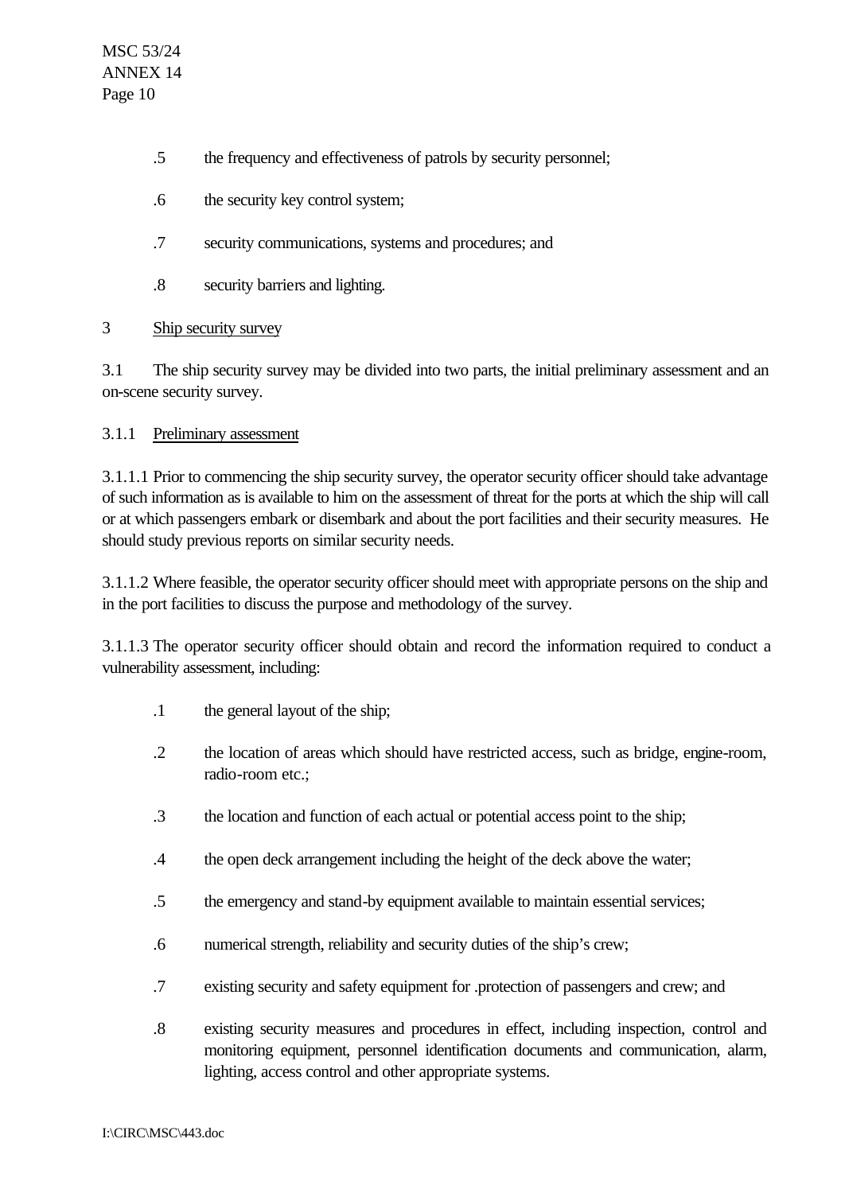.5 the frequency and effectiveness of patrols by security personnel;

.6 the security key control system;

.7 security communications, systems and procedures; and

.8 security barriers and lighting.

3 Ship security survey

3.1 The ship security survey may be divided into two parts, the initial preliminary assessment and an on-scene security survey.

3.1.1 Preliminary assessment

3.1.1.1 Prior to commencing the ship security survey, the operator security officer should take advantage of such information as is available to him on the assessment of threat for the ports at which the ship will call or at which passengers embark or disembark and about the port facilities and their security measures. He should study previous reports on similar security needs.

3.1.1.2 Where feasible, the operator security officer should meet with appropriate persons on the ship and in the port facilities to discuss the purpose and methodology of the survey.

3.1.1.3 The operator security officer should obtain and record the information required to conduct a vulnerability assessment, including:

.1 the general layout of the ship;

.2 the location of areas which should have restricted access, such as bridge, engine-room, radio-room etc.;

.3 the location and function of each actual or potential access point to the ship;

.4 the open deck arrangement including the height of the deck above the water;

.5 the emergency and stand-by equipment available to maintain essential services;

.6 numerical strength, reliability and security duties of the ship's crew;

.7 existing security and safety equipment for .protection of passengers and crew; and

.8 existing security measures and procedures in effect, including inspection, control and monitoring equipment, personnel identification documents and communication, alarm, lighting, access control and other appropriate systems.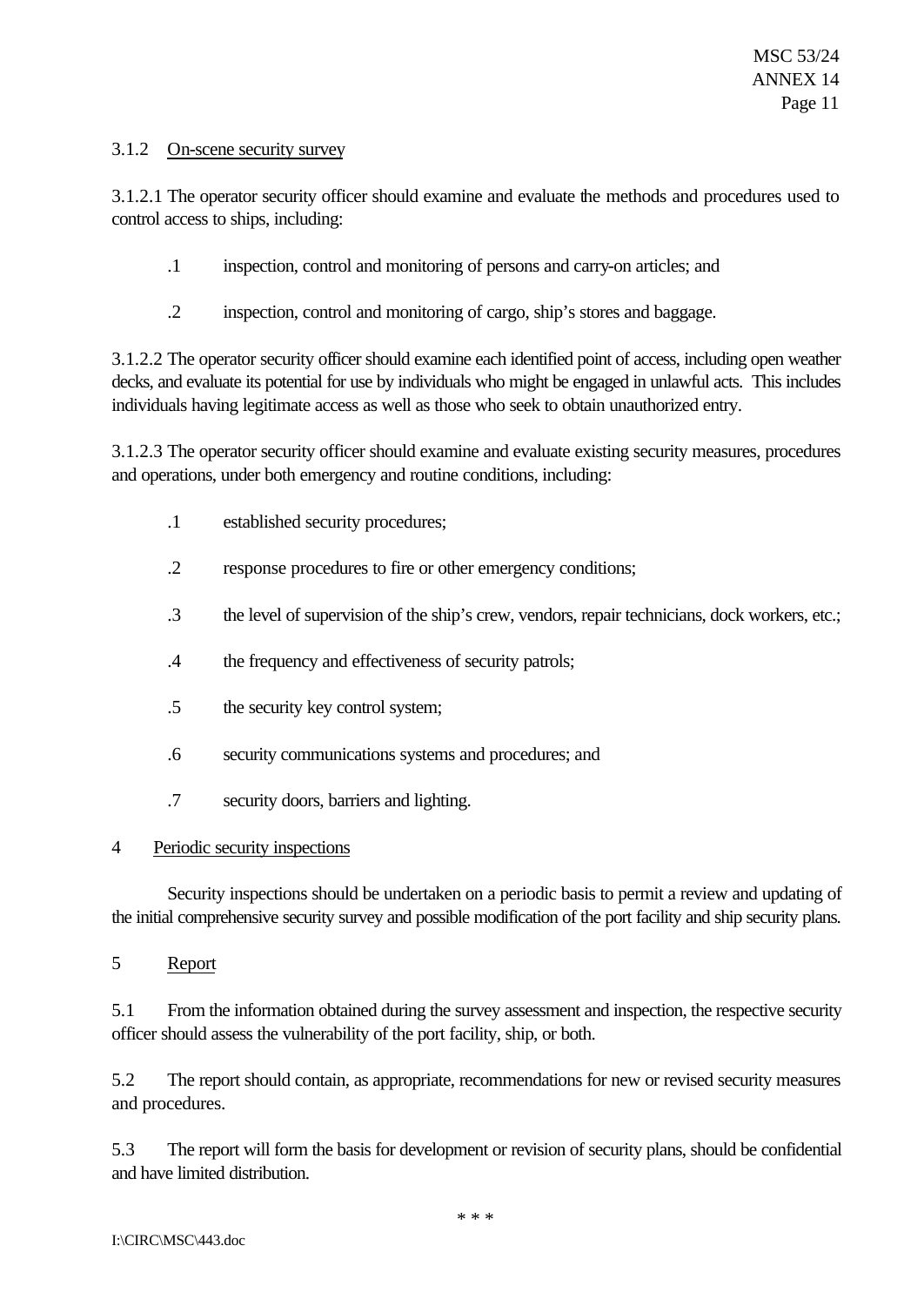3.1.2 On-scene security survey

3.1.2.1 The operator security officer should examine and evaluate the methods and procedures used to control access to ships, including:

.1 inspection, control and monitoring of persons and carry-on articles; and

.2 inspection, control and monitoring of cargo, ship's stores and baggage.

3.1.2.2 The operator security officer should examine each identified point of access, including open weather decks, and evaluate its potential for use by individuals who might be engaged in unlawful acts. This includes individuals having legitimate access as well as those who seek to obtain unauthorized entry.

3.1.2.3 The operator security officer should examine and evaluate existing security measures, procedures and operations, under both emergency and routine conditions, including:

.1 established security procedures;

.2 response procedures to fire or other emergency conditions;

.3 the level of supervision of the ship's crew, vendors, repair technicians, dock workers, etc.;

.4 the frequency and effectiveness of security patrols;

.5 the security key control system;

.6 security communications systems and procedures; and

.7 security doors, barriers and lighting.

4 Periodic security inspections

Security inspections should be undertaken on a periodic basis to permit a review and updating of the initial comprehensive security survey and possible modification of the port facility and ship security plans.

5 Report

5.1 From the information obtained during the survey assessment and inspection, the respective security officer should assess the vulnerability of the port facility, ship, or both.

5.2 The report should contain, as appropriate, recommendations for new or revised security measures and procedures.

5.3 The report will form the basis for development or revision of security plans, should be confidential and have limited distribution.

* * *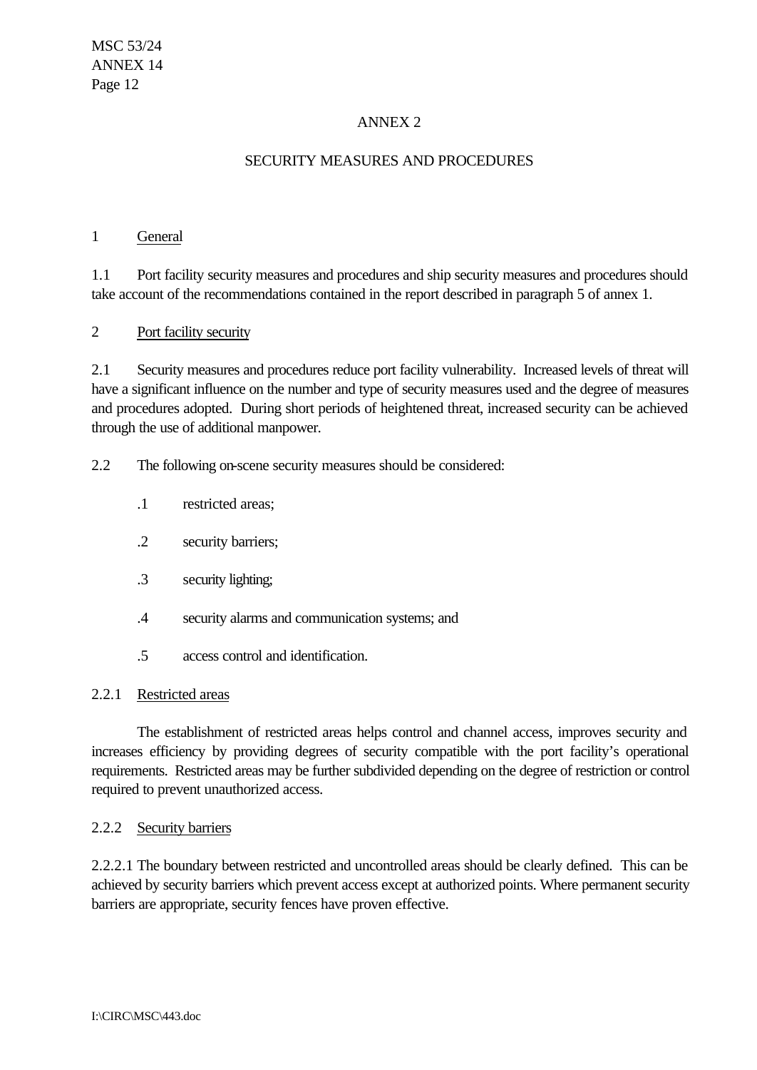# ANNEX 2

## SECURITY MEASURES AND PROCEDURES

### 1 General

1.1 Port facility security measures and procedures and ship security measures and procedures should take account of the recommendations contained in the report described in paragraph 5 of annex 1.

### 2 Port facility security

2.1 Security measures and procedures reduce port facility vulnerability. Increased levels of threat will have a significant influence on the number and type of security measures used and the degree of measures and procedures adopted. During short periods of heightened threat, increased security can be achieved through the use of additional manpower.

2.2 The following on-scene security measures should be considered:

.1 restricted areas;

.2 security barriers;

.3 security lighting;

.4 security alarms and communication systems; and

.5 access control and identification.

#### 2.2.1 Restricted areas

The establishment of restricted areas helps control and channel access, improves security and increases efficiency by providing degrees of security compatible with the port facility's operational requirements. Restricted areas may be further subdivided depending on the degree of restriction or control required to prevent unauthorized access.

#### 2.2.2 Security barriers

2.2.2.1 The boundary between restricted and uncontrolled areas should be clearly defined. This can be achieved by security barriers which prevent access except at authorized points. Where permanent security barriers are appropriate, security fences have proven effective.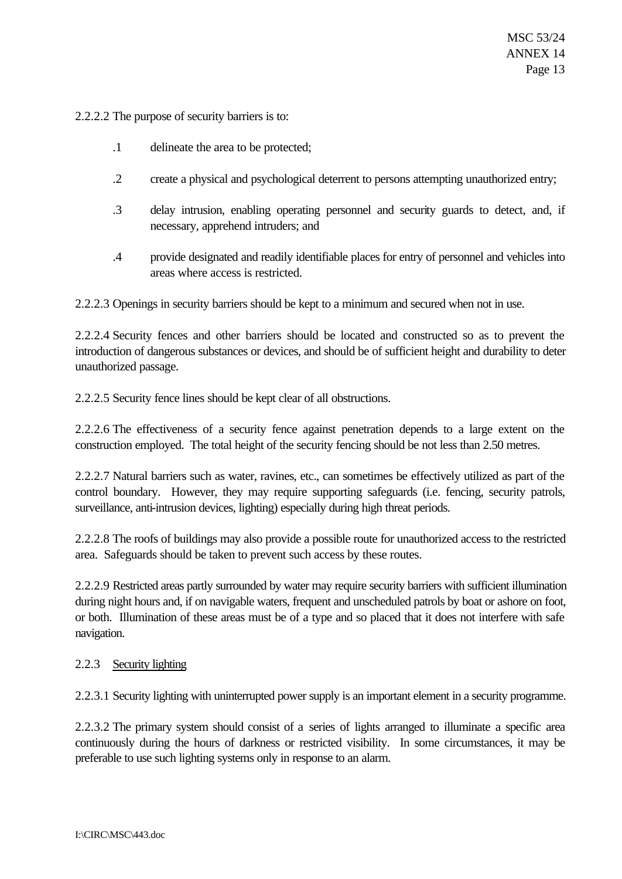2.2.2.2 The purpose of security barriers is to:

.1 delineate the area to be protected;

.2 create a physical and psychological deterrent to persons attempting unauthorized entry;

.3 delay intrusion, enabling operating personnel and security guards to detect, and, if necessary, apprehend intruders; and

.4 provide designated and readily identifiable places for entry of personnel and vehicles into areas where access is restricted.

2.2.2.3 Openings in security barriers should be kept to a minimum and secured when not in use.

2.2.2.4 Security fences and other barriers should be located and constructed so as to prevent the introduction of dangerous substances or devices, and should be of sufficient height and durability to deter unauthorized passage.

2.2.2.5 Security fence lines should be kept clear of all obstructions.

2.2.2.6 The effectiveness of a security fence against penetration depends to a large extent on the construction employed. The total height of the security fencing should be not less than 2.50 metres.

2.2.2.7 Natural barriers such as water, ravines, etc., can sometimes be effectively utilized as part of the control boundary. However, they may require supporting safeguards (i.e. fencing, security patrols, surveillance, anti-intrusion devices, lighting) especially during high threat periods.

2.2.2.8 The roofs of buildings may also provide a possible route for unauthorized access to the restricted area. Safeguards should be taken to prevent such access by these routes.

2.2.2.9 Restricted areas partly surrounded by water may require security barriers with sufficient illumination during night hours and, if on navigable waters, frequent and unscheduled patrols by boat or ashore on foot, or both. Illumination of these areas must be of a type and so placed that it does not interfere with safe navigation.

2.2.3 Security lighting

2.2.3.1 Security lighting with uninterrupted power supply is an important element in a security programme.

2.2.3.2 The primary system should consist of a series of lights arranged to illuminate a specific area continuously during the hours of darkness or restricted visibility. In some circumstances, it may be preferable to use such lighting systems only in response to an alarm.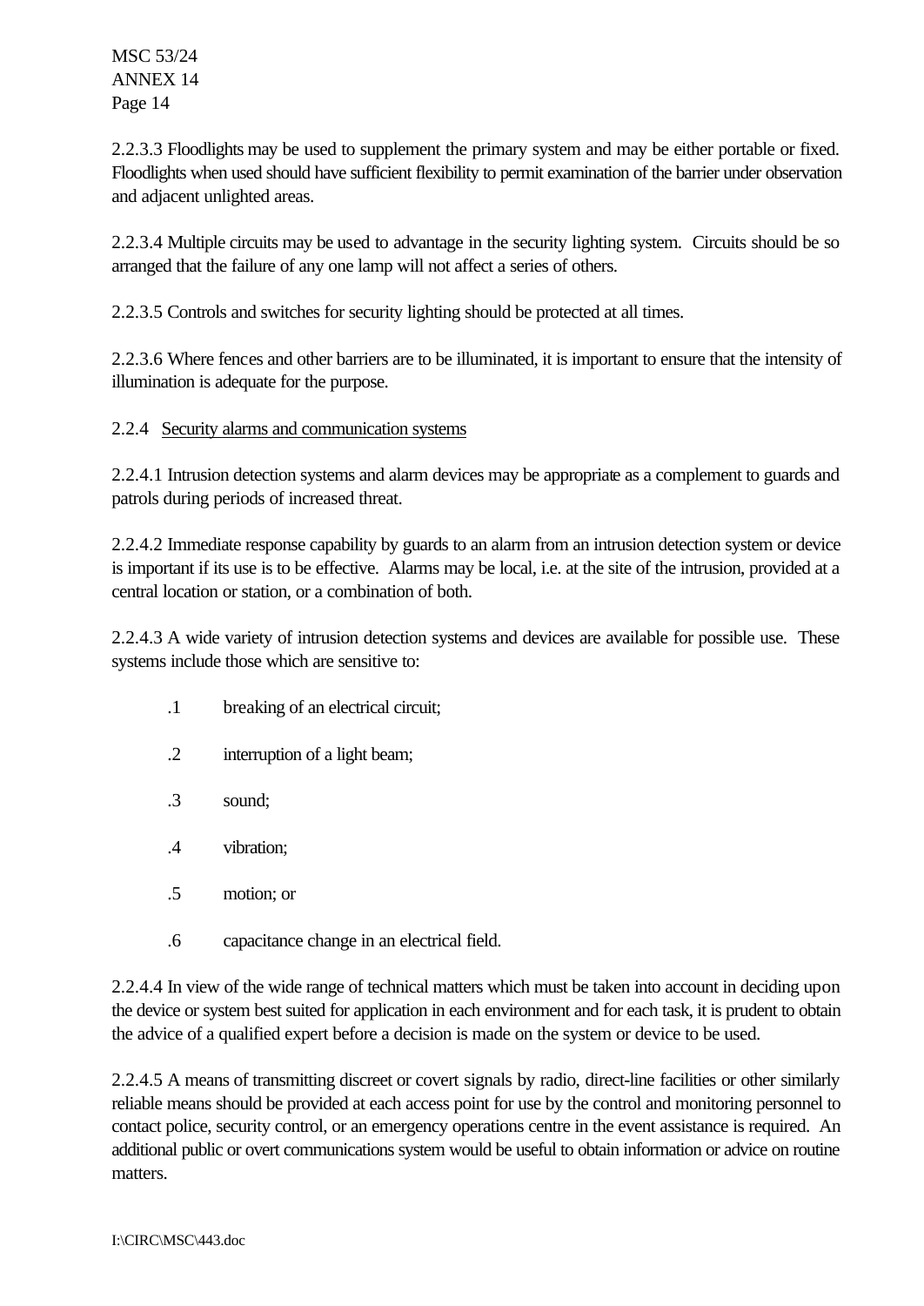2.2.3.3 Floodlights may be used to supplement the primary system and may be either portable or fixed. Floodlights when used should have sufficient flexibility to permit examination of the barrier under observation and adjacent unlighted areas.

2.2.3.4 Multiple circuits may be used to advantage in the security lighting system. Circuits should be so arranged that the failure of any one lamp will not affect a series of others.

2.2.3.5 Controls and switches for security lighting should be protected at all times.

2.2.3.6 Where fences and other barriers are to be illuminated, it is important to ensure that the intensity of illumination is adequate for the purpose.

2.2.4 Security alarms and communication systems

2.2.4.1 Intrusion detection systems and alarm devices may be appropriate as a complement to guards and patrols during periods of increased threat.

2.2.4.2 Immediate response capability by guards to an alarm from an intrusion detection system or device is important if its use is to be effective. Alarms may be local, i.e. at the site of the intrusion, provided at a central location or station, or a combination of both.

2.2.4.3 A wide variety of intrusion detection systems and devices are available for possible use. These systems include those which are sensitive to:

- .1 breaking of an electrical circuit;
- .2 interruption of a light beam;
- .3 sound;
- .4 vibration;
- .5 motion; or
- .6 capacitance change in an electrical field.

2.2.4.4 In view of the wide range of technical matters which must be taken into account in deciding upon the device or system best suited for application in each environment and for each task, it is prudent to obtain the advice of a qualified expert before a decision is made on the system or device to be used.

2.2.4.5 A means of transmitting discreet or covert signals by radio, direct-line facilities or other similarly reliable means should be provided at each access point for use by the control and monitoring personnel to contact police, security control, or an emergency operations centre in the event assistance is required. An additional public or overt communications system would be useful to obtain information or advice on routine matters.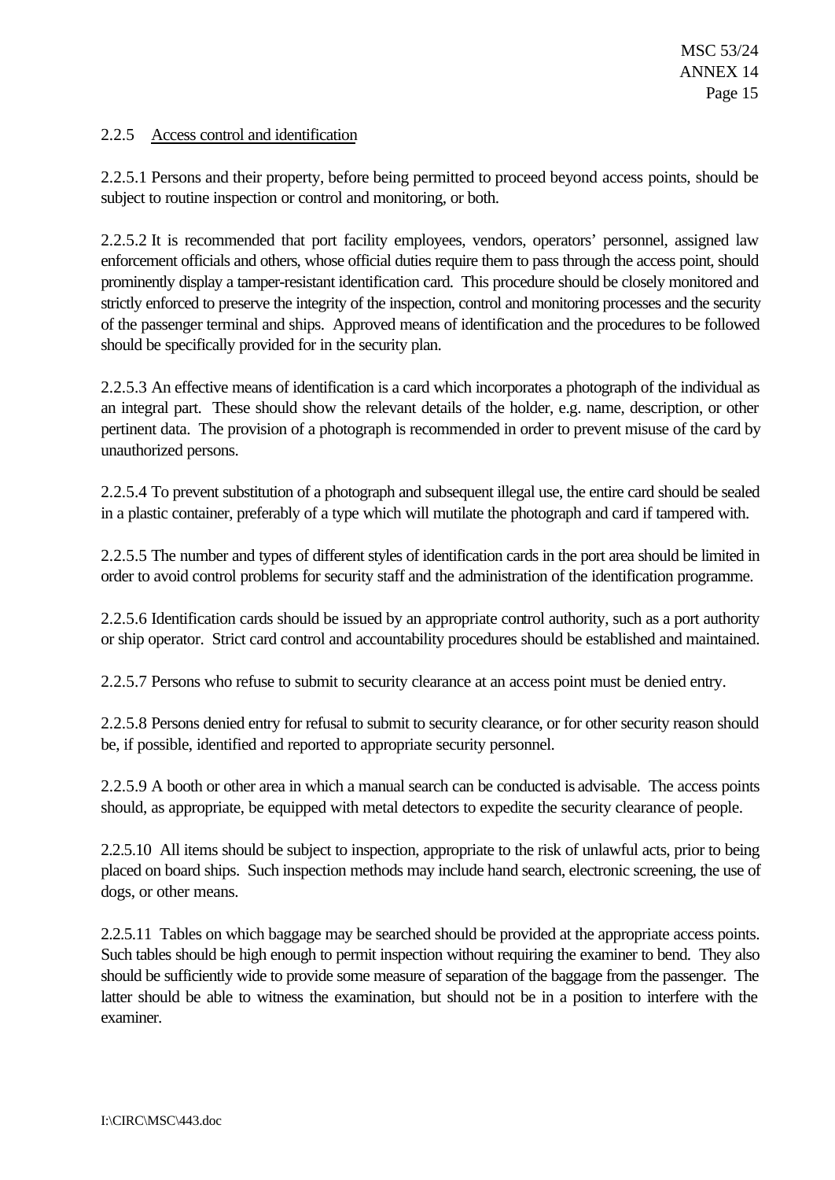### 2.2.5 Access control and identification

2.2.5.1 Persons and their property, before being permitted to proceed beyond access points, should be subject to routine inspection or control and monitoring, or both.

2.2.5.2 It is recommended that port facility employees, vendors, operators' personnel, assigned law enforcement officials and others, whose official duties require them to pass through the access point, should prominently display a tamper-resistant identification card. This procedure should be closely monitored and strictly enforced to preserve the integrity of the inspection, control and monitoring processes and the security of the passenger terminal and ships. Approved means of identification and the procedures to be followed should be specifically provided for in the security plan.

2.2.5.3 An effective means of identification is a card which incorporates a photograph of the individual as an integral part. These should show the relevant details of the holder, e.g. name, description, or other pertinent data. The provision of a photograph is recommended in order to prevent misuse of the card by unauthorized persons.

2.2.5.4 To prevent substitution of a photograph and subsequent illegal use, the entire card should be sealed in a plastic container, preferably of a type which will mutilate the photograph and card if tampered with.

2.2.5.5 The number and types of different styles of identification cards in the port area should be limited in order to avoid control problems for security staff and the administration of the identification programme.

2.2.5.6 Identification cards should be issued by an appropriate control authority, such as a port authority or ship operator. Strict card control and accountability procedures should be established and maintained.

2.2.5.7 Persons who refuse to submit to security clearance at an access point must be denied entry.

2.2.5.8 Persons denied entry for refusal to submit to security clearance, or for other security reason should be, if possible, identified and reported to appropriate security personnel.

2.2.5.9 A booth or other area in which a manual search can be conducted is advisable. The access points should, as appropriate, be equipped with metal detectors to expedite the security clearance of people.

2.2.5.10 All items should be subject to inspection, appropriate to the risk of unlawful acts, prior to being placed on board ships. Such inspection methods may include hand search, electronic screening, the use of dogs, or other means.

2.2.5.11 Tables on which baggage may be searched should be provided at the appropriate access points. Such tables should be high enough to permit inspection without requiring the examiner to bend. They also should be sufficiently wide to provide some measure of separation of the baggage from the passenger. The latter should be able to witness the examination, but should not be in a position to interfere with the examiner.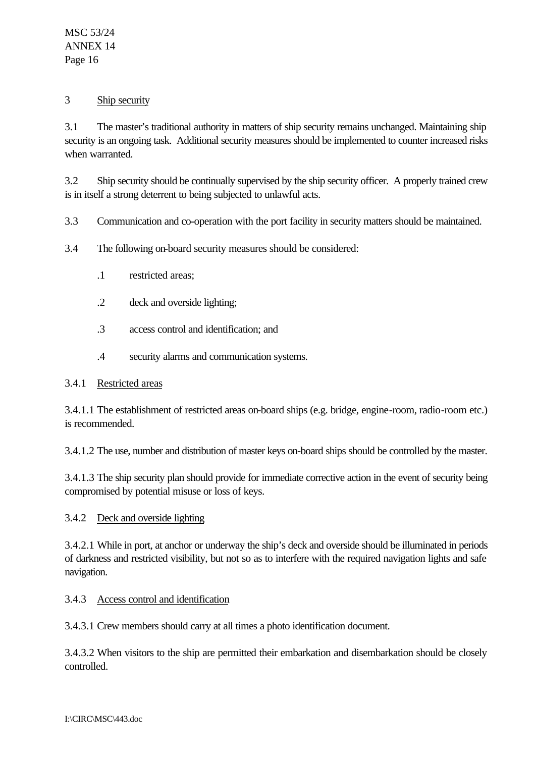## 3 Ship security

3.1 The master's traditional authority in matters of ship security remains unchanged. Maintaining ship security is an ongoing task. Additional security measures should be implemented to counter increased risks when warranted.

3.2 Ship security should be continually supervised by the ship security officer. A properly trained crew is in itself a strong deterrent to being subjected to unlawful acts.

3.3 Communication and co-operation with the port facility in security matters should be maintained.

3.4 The following on-board security measures should be considered:

.1 restricted areas;

.2 deck and overside lighting;

.3 access control and identification; and

.4 security alarms and communication systems.

### 3.4.1 Restricted areas

3.4.1.1 The establishment of restricted areas on-board ships (e.g. bridge, engine-room, radio-room etc.) is recommended.

3.4.1.2 The use, number and distribution of master keys on-board ships should be controlled by the master.

3.4.1.3 The ship security plan should provide for immediate corrective action in the event of security being compromised by potential misuse or loss of keys.

### 3.4.2 Deck and overside lighting

3.4.2.1 While in port, at anchor or underway the ship's deck and overside should be illuminated in periods of darkness and restricted visibility, but not so as to interfere with the required navigation lights and safe navigation.

### 3.4.3 Access control and identification

3.4.3.1 Crew members should carry at all times a photo identification document.

3.4.3.2 When visitors to the ship are permitted their embarkation and disembarkation should be closely controlled.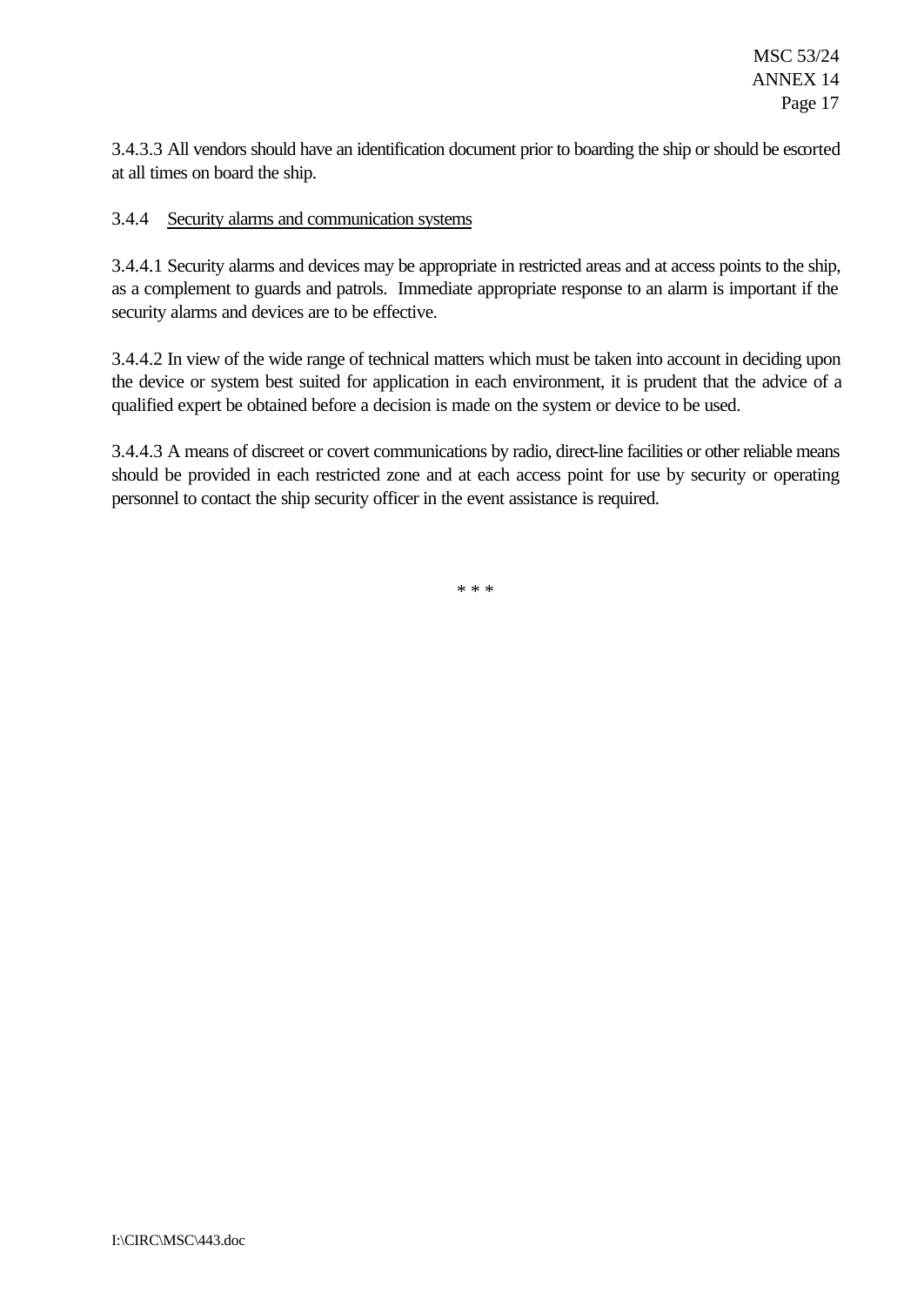3.4.3.3 All vendors should have an identification document prior to boarding the ship or should be escorted at all times on board the ship.

3.4.4 Security alarms and communication systems

3.4.4.1 Security alarms and devices may be appropriate in restricted areas and at access points to the ship, as a complement to guards and patrols. Immediate appropriate response to an alarm is important if the security alarms and devices are to be effective.

3.4.4.2 In view of the wide range of technical matters which must be taken into account in deciding upon the device or system best suited for application in each environment, it is prudent that the advice of a qualified expert be obtained before a decision is made on the system or device to be used.

3.4.4.3 A means of discreet or covert communications by radio, direct-line facilities or other reliable means should be provided in each restricted zone and at each access point for use by security or operating personnel to contact the ship security officer in the event assistance is required.

\* \* \*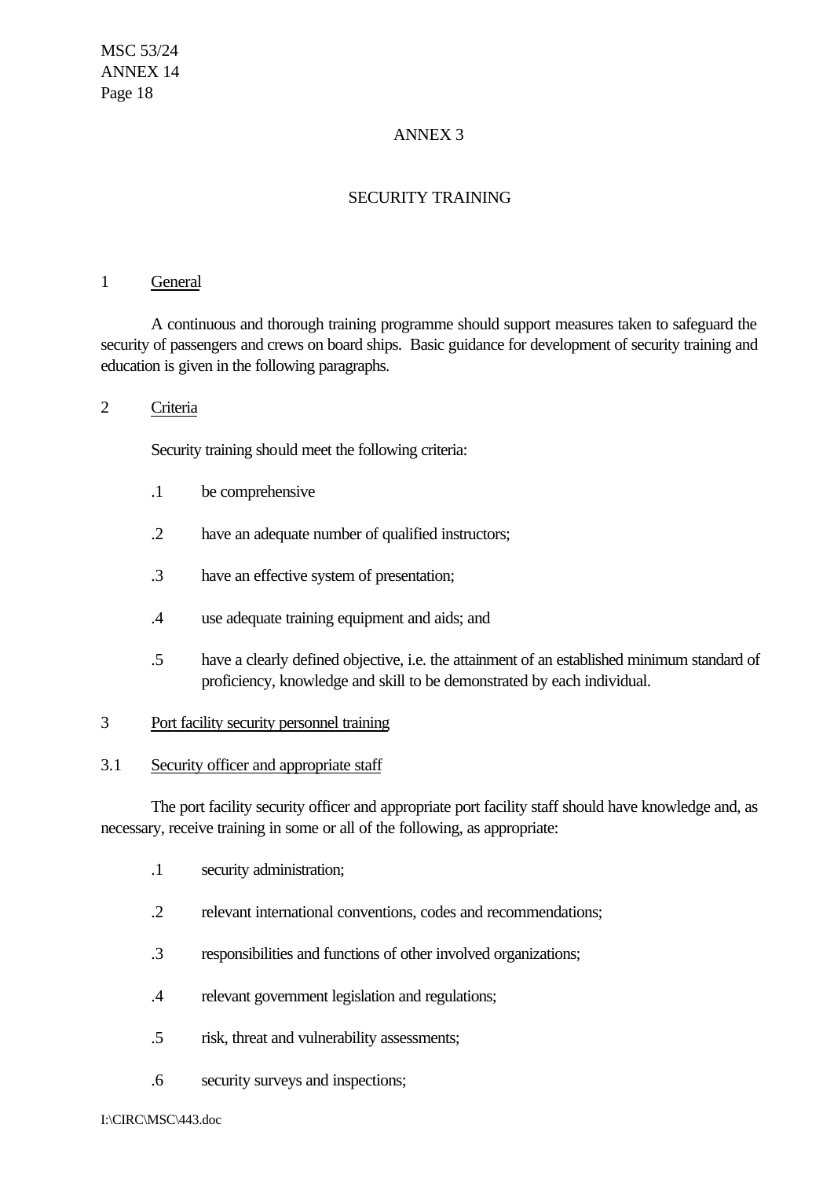ANNEX 3

SECURITY TRAINING

1 General

A continuous and thorough training programme should support measures taken to safeguard the security of passengers and crews on board ships. Basic guidance for development of security training and education is given in the following paragraphs.

2 Criteria

Security training should meet the following criteria:

.1 be comprehensive

.2 have an adequate number of qualified instructors;

.3 have an effective system of presentation;

.4 use adequate training equipment and aids; and

.5 have a clearly defined objective, i.e. the attainment of an established minimum standard of proficiency, knowledge and skill to be demonstrated by each individual.

3 Port facility security personnel training

3.1 Security officer and appropriate staff

The port facility security officer and appropriate port facility staff should have knowledge and, as necessary, receive training in some or all of the following, as appropriate:

.1 security administration;

.2 relevant international conventions, codes and recommendations;

.3 responsibilities and functions of other involved organizations;

.4 relevant government legislation and regulations;

.5 risk, threat and vulnerability assessments;

.6 security surveys and inspections;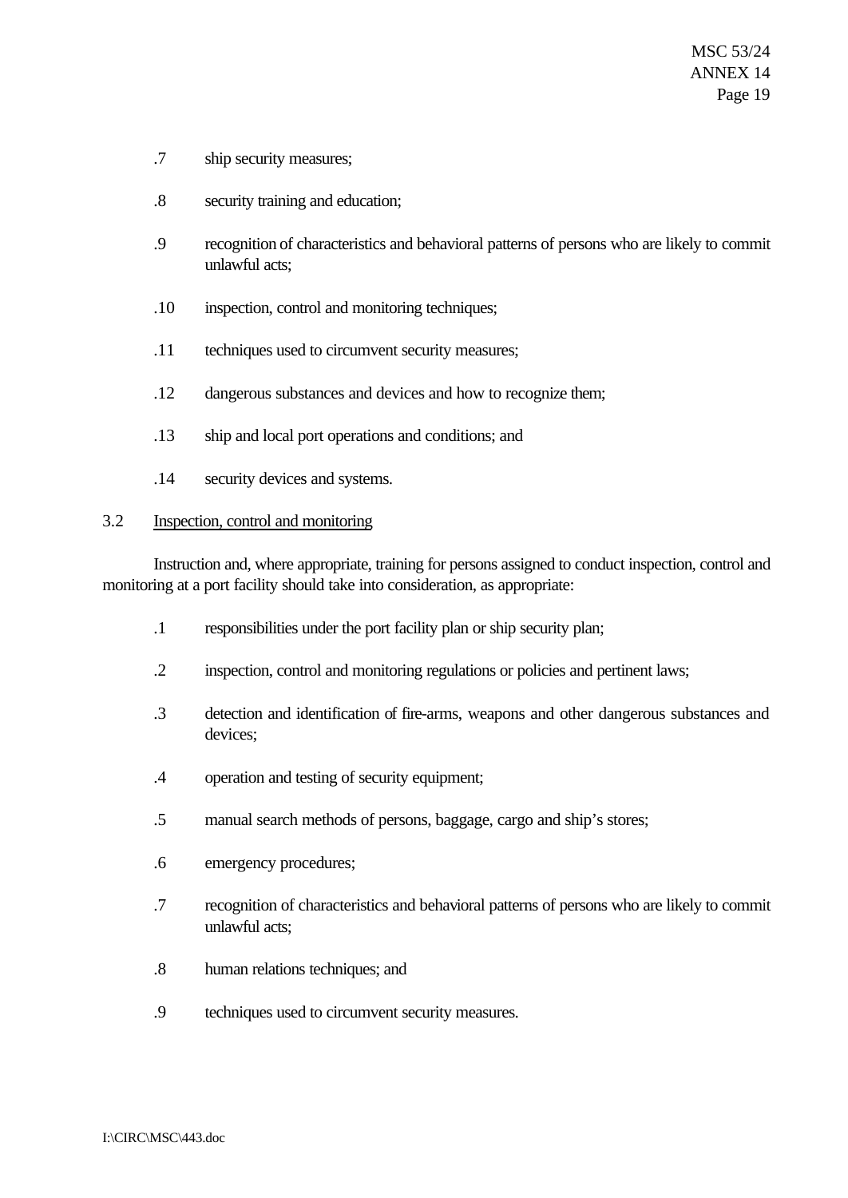.7 ship security measures;

.8 security training and education;

.9 recognition of characteristics and behavioral patterns of persons who are likely to commit unlawful acts;

.10 inspection, control and monitoring techniques;

.11 techniques used to circumvent security measures;

.12 dangerous substances and devices and how to recognize them;

.13 ship and local port operations and conditions; and

.14 security devices and systems.

3.2 <u>Inspection, control and monitoring</u>

Instruction and, where appropriate, training for persons assigned to conduct inspection, control and monitoring at a port facility should take into consideration, as appropriate:

.1 responsibilities under the port facility plan or ship security plan;

.2 inspection, control and monitoring regulations or policies and pertinent laws;

.3 detection and identification of fire-arms, weapons and other dangerous substances and devices;

.4 operation and testing of security equipment;

.5 manual search methods of persons, baggage, cargo and ship's stores;

.6 emergency procedures;

.7 recognition of characteristics and behavioral patterns of persons who are likely to commit unlawful acts;

.8 human relations techniques; and

.9 techniques used to circumvent security measures.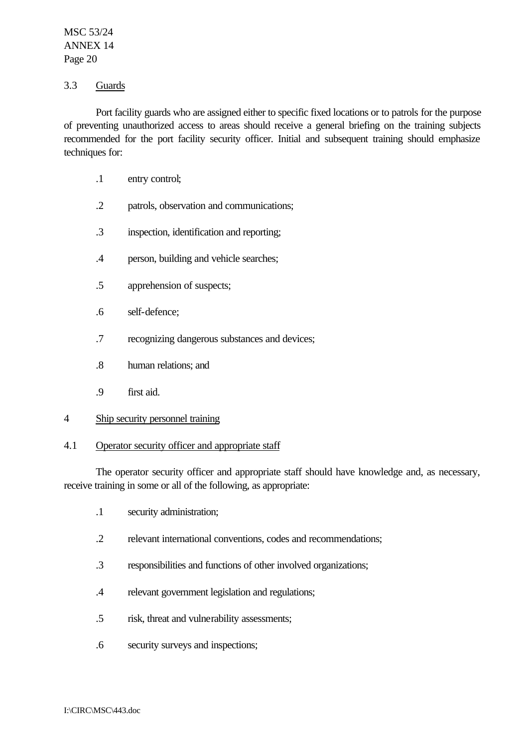### 3.3 Guards

Port facility guards who are assigned either to specific fixed locations or to patrols for the purpose of preventing unauthorized access to areas should receive a general briefing on the training subjects recommended for the port facility security officer. Initial and subsequent training should emphasize techniques for:

.1 entry control;

.2 patrols, observation and communications;

.3 inspection, identification and reporting;

.4 person, building and vehicle searches;

.5 apprehension of suspects;

.6 self-defence;

.7 recognizing dangerous substances and devices;

.8 human relations; and

.9 first aid.

## 4 Ship security personnel training

### 4.1 Operator security officer and appropriate staff

The operator security officer and appropriate staff should have knowledge and, as necessary, receive training in some or all of the following, as appropriate:

.1 security administration;

.2 relevant international conventions, codes and recommendations;

.3 responsibilities and functions of other involved organizations;

.4 relevant government legislation and regulations;

.5 risk, threat and vulnerability assessments;

.6 security surveys and inspections;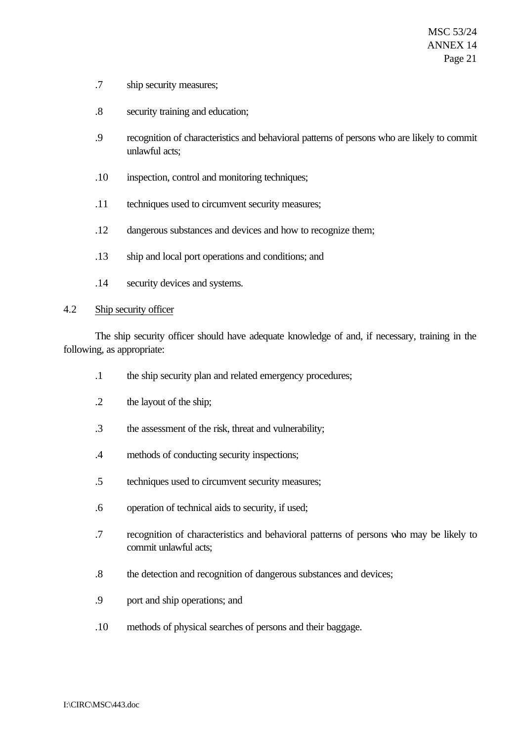.7 ship security measures;

.8 security training and education;

.9 recognition of characteristics and behavioral patterns of persons who are likely to commit unlawful acts;

.10 inspection, control and monitoring techniques;

.11 techniques used to circumvent security measures;

.12 dangerous substances and devices and how to recognize them;

.13 ship and local port operations and conditions; and

.14 security devices and systems.

4.2 Ship security officer

The ship security officer should have adequate knowledge of and, if necessary, training in the following, as appropriate:

.1 the ship security plan and related emergency procedures;

.2 the layout of the ship;

.3 the assessment of the risk, threat and vulnerability;

.4 methods of conducting security inspections;

.5 techniques used to circumvent security measures;

.6 operation of technical aids to security, if used;

.7 recognition of characteristics and behavioral patterns of persons who may be likely to commit unlawful acts;

.8 the detection and recognition of dangerous substances and devices;

.9 port and ship operations; and

.10 methods of physical searches of persons and their baggage.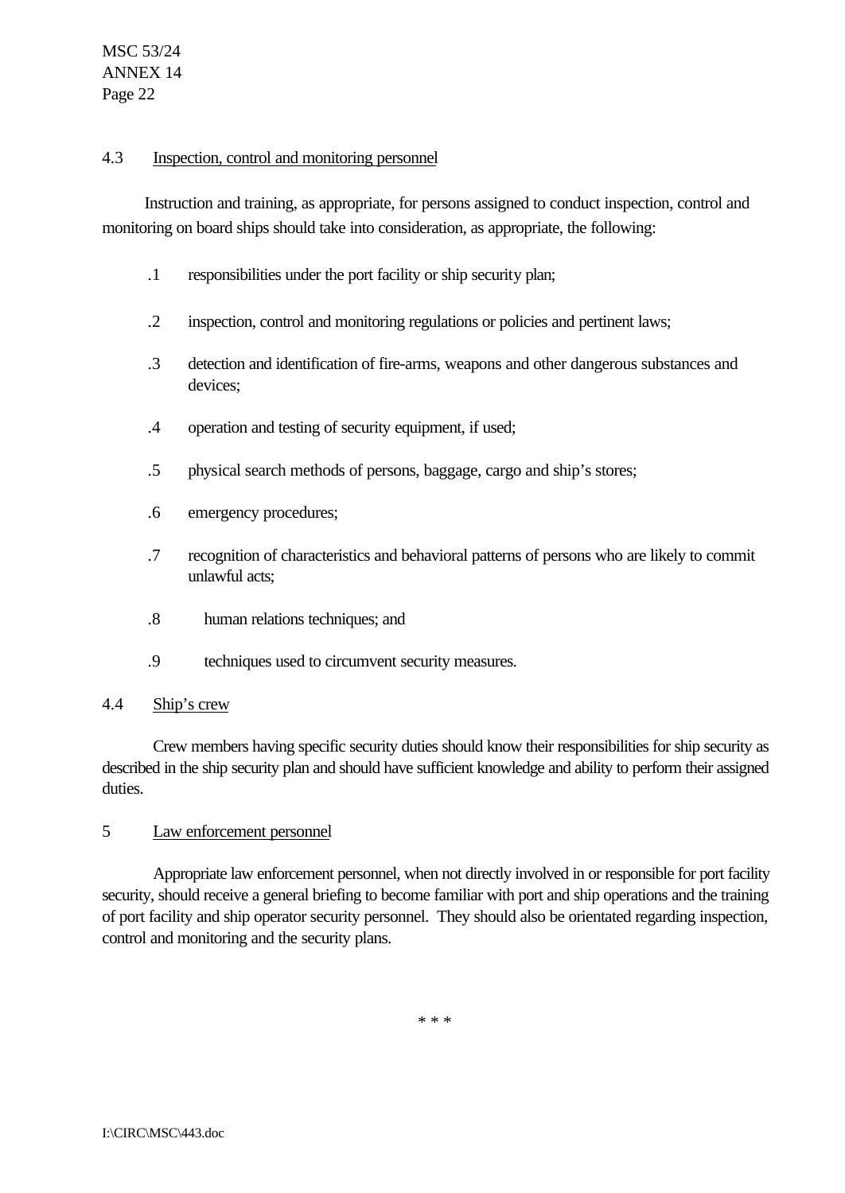### 4.3 Inspection, control and monitoring personnel

Instruction and training, as appropriate, for persons assigned to conduct inspection, control and monitoring on board ships should take into consideration, as appropriate, the following:

.1 responsibilities under the port facility or ship security plan;

.2 inspection, control and monitoring regulations or policies and pertinent laws;

.3 detection and identification of fire-arms, weapons and other dangerous substances and devices;

.4 operation and testing of security equipment, if used;

.5 physical search methods of persons, baggage, cargo and ship's stores;

.6 emergency procedures;

.7 recognition of characteristics and behavioral patterns of persons who are likely to commit unlawful acts;

.8 human relations techniques; and

.9 techniques used to circumvent security measures.

### 4.4 Ship's crew

Crew members having specific security duties should know their responsibilities for ship security as described in the ship security plan and should have sufficient knowledge and ability to perform their assigned duties.

## 5 Law enforcement personnel

Appropriate law enforcement personnel, when not directly involved in or responsible for port facility security, should receive a general briefing to become familiar with port and ship operations and the training of port facility and ship operator security personnel. They should also be orientated regarding inspection, control and monitoring and the security plans.

\* \* \*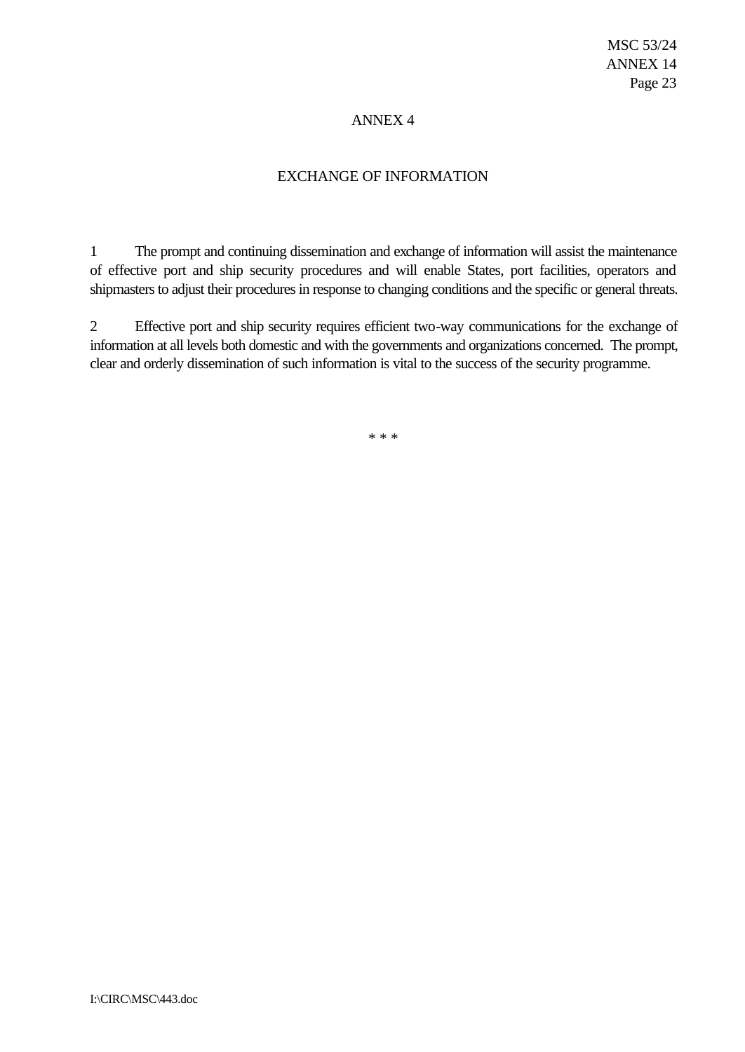# ANNEX 4

## EXCHANGE OF INFORMATION

1 The prompt and continuing dissemination and exchange of information will assist the maintenance of effective port and ship security procedures and will enable States, port facilities, operators and shipmasters to adjust their procedures in response to changing conditions and the specific or general threats.

2 Effective port and ship security requires efficient two-way communications for the exchange of information at all levels both domestic and with the governments and organizations concerned. The prompt, clear and orderly dissemination of such information is vital to the success of the security programme.

* * *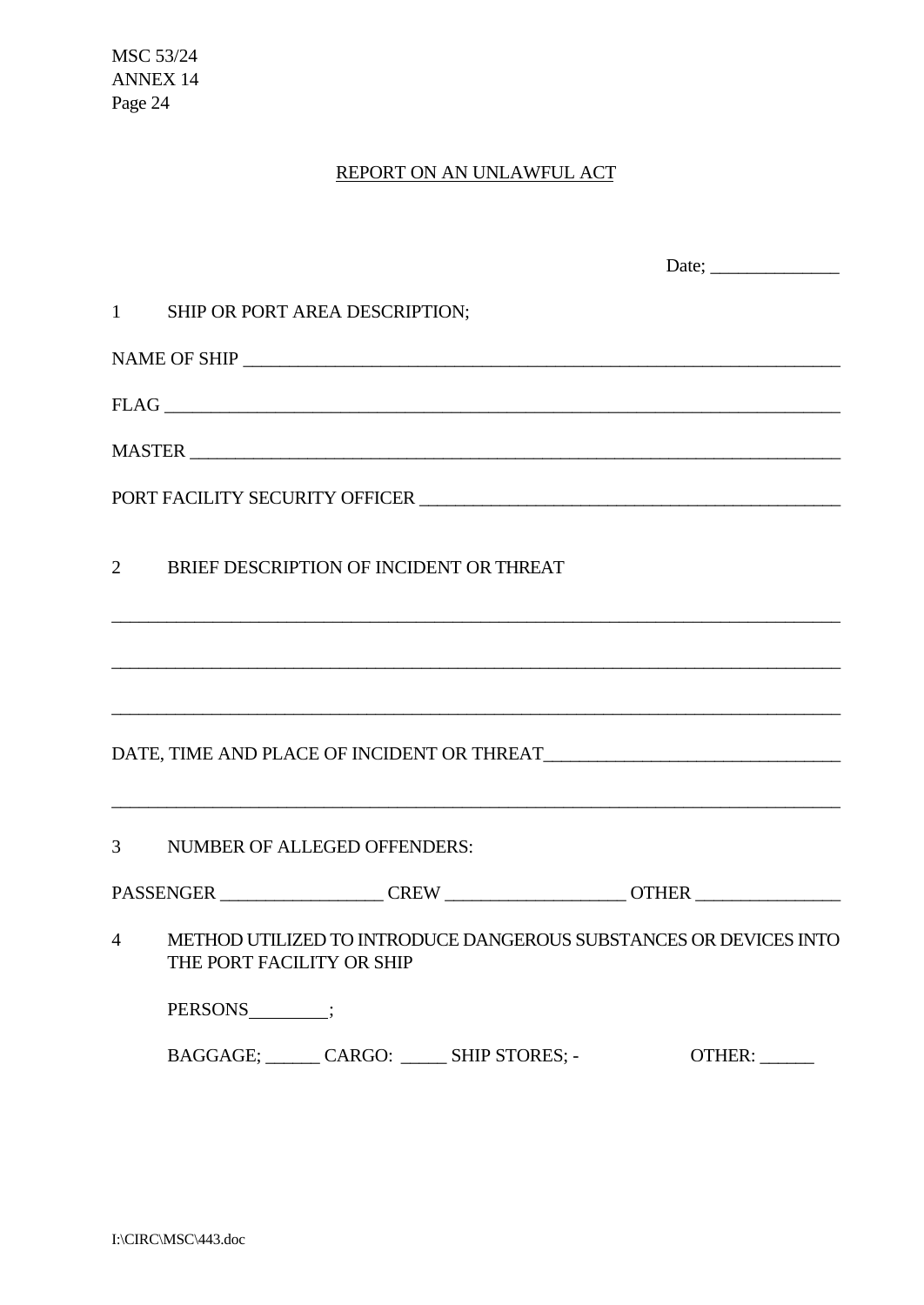## REPORT ON AN UNLAWFUL ACT

Date; ______________

1 SHIP OR PORT AREA DESCRIPTION;

NAME OF SHIP ____________________________________________________________________

FLAG ___________________________________________________________________________

MASTER _________________________________________________________________________

PORT FACILITY SECURITY OFFICER ________________________________________________

2 BRIEF DESCRIPTION OF INCIDENT OR THREAT

_______________________________________________________________________________

_______________________________________________________________________________

_______________________________________________________________________________

DATE, TIME AND PLACE OF INCIDENT OR THREAT_______________________________

_______________________________________________________________________________

3 NUMBER OF ALLEGED OFFENDERS:

PASSENGER _________________ CREW ___________________ OTHER _______________

4 METHOD UTILIZED TO INTRODUCE DANGEROUS SUBSTANCES OR DEVICES INTO THE PORT FACILITY OR SHIP

PERSONS________;

BAGGAGE; ______ CARGO: _____ SHIP STORES; - OTHER: ______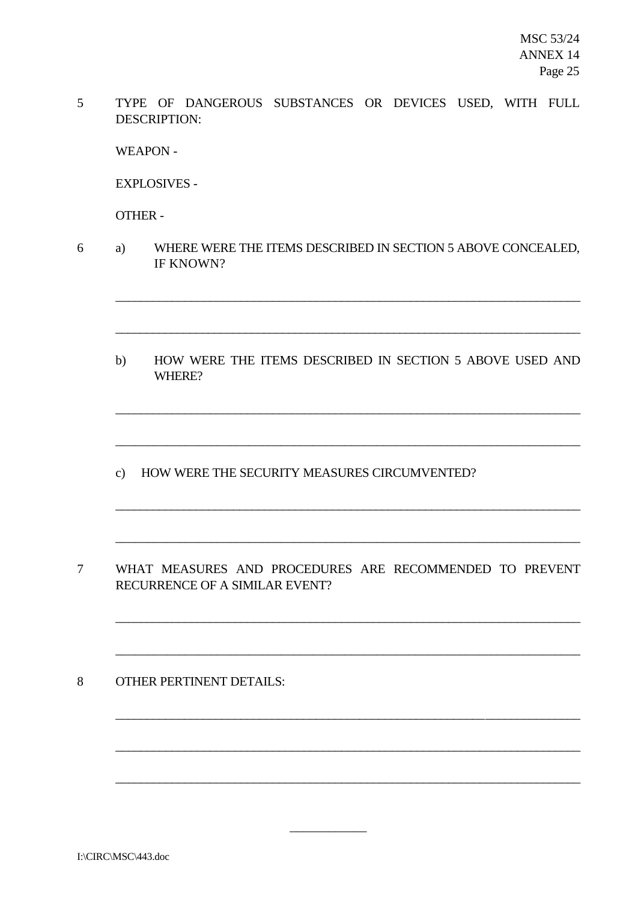5 TYPE OF DANGEROUS SUBSTANCES OR DEVICES USED, WITH FULL DESCRIPTION:

WEAPON -

EXPLOSIVES -

OTHER -

6 a) WHERE WERE THE ITEMS DESCRIBED IN SECTION 5 ABOVE CONCEALED, IF KNOWN?

\_\_\_\_\_\_\_\_\_\_\_\_\_\_\_\_\_\_\_\_\_\_\_\_\_\_\_\_\_\_\_\_\_\_\_\_\_\_\_\_\_\_\_\_\_\_\_\_\_\_\_\_\_\_\_\_\_\_\_\_\_\_\_\_\_\_\_\_\_\_\_\_

\_\_\_\_\_\_\_\_\_\_\_\_\_\_\_\_\_\_\_\_\_\_\_\_\_\_\_\_\_\_\_\_\_\_\_\_\_\_\_\_\_\_\_\_\_\_\_\_\_\_\_\_\_\_\_\_\_\_\_\_\_\_\_\_\_\_\_\_\_\_\_\_

b) HOW WERE THE ITEMS DESCRIBED IN SECTION 5 ABOVE USED AND WHERE?

\_\_\_\_\_\_\_\_\_\_\_\_\_\_\_\_\_\_\_\_\_\_\_\_\_\_\_\_\_\_\_\_\_\_\_\_\_\_\_\_\_\_\_\_\_\_\_\_\_\_\_\_\_\_\_\_\_\_\_\_\_\_\_\_\_\_\_\_\_\_\_\_

\_\_\_\_\_\_\_\_\_\_\_\_\_\_\_\_\_\_\_\_\_\_\_\_\_\_\_\_\_\_\_\_\_\_\_\_\_\_\_\_\_\_\_\_\_\_\_\_\_\_\_\_\_\_\_\_\_\_\_\_\_\_\_\_\_\_\_\_\_\_\_\_

c) HOW WERE THE SECURITY MEASURES CIRCUMVENTED?

\_\_\_\_\_\_\_\_\_\_\_\_\_\_\_\_\_\_\_\_\_\_\_\_\_\_\_\_\_\_\_\_\_\_\_\_\_\_\_\_\_\_\_\_\_\_\_\_\_\_\_\_\_\_\_\_\_\_\_\_\_\_\_\_\_\_\_\_\_\_\_\_

\_\_\_\_\_\_\_\_\_\_\_\_\_\_\_\_\_\_\_\_\_\_\_\_\_\_\_\_\_\_\_\_\_\_\_\_\_\_\_\_\_\_\_\_\_\_\_\_\_\_\_\_\_\_\_\_\_\_\_\_\_\_\_\_\_\_\_\_\_\_\_\_

7 WHAT MEASURES AND PROCEDURES ARE RECOMMENDED TO PREVENT RECURRENCE OF A SIMILAR EVENT?

\_\_\_\_\_\_\_\_\_\_\_\_\_\_\_\_\_\_\_\_\_\_\_\_\_\_\_\_\_\_\_\_\_\_\_\_\_\_\_\_\_\_\_\_\_\_\_\_\_\_\_\_\_\_\_\_\_\_\_\_\_\_\_\_\_\_\_\_\_\_\_\_

\_\_\_\_\_\_\_\_\_\_\_\_\_\_\_\_\_\_\_\_\_\_\_\_\_\_\_\_\_\_\_\_\_\_\_\_\_\_\_\_\_\_\_\_\_\_\_\_\_\_\_\_\_\_\_\_\_\_\_\_\_\_\_\_\_\_\_\_\_\_\_\_

8 OTHER PERTINENT DETAILS:

\_\_\_\_\_\_\_\_\_\_\_\_\_\_\_\_\_\_\_\_\_\_\_\_\_\_\_\_\_\_\_\_\_\_\_\_\_\_\_\_\_\_\_\_\_\_\_\_\_\_\_\_\_\_\_\_\_\_\_\_\_\_\_\_\_\_\_\_\_\_\_\_

\_\_\_\_\_\_\_\_\_\_\_\_\_\_\_\_\_\_\_\_\_\_\_\_\_\_\_\_\_\_\_\_\_\_\_\_\_\_\_\_\_\_\_\_\_\_\_\_\_\_\_\_\_\_\_\_\_\_\_\_\_\_\_\_\_\_\_\_\_\_\_\_

\_\_\_\_\_\_\_\_\_\_\_\_\_\_\_\_\_\_\_\_\_\_\_\_\_\_\_\_\_\_\_\_\_\_\_\_\_\_\_\_\_\_\_\_\_\_\_\_\_\_\_\_\_\_\_\_\_\_\_\_\_\_\_\_\_\_\_\_\_\_\_\_

\_\_\_\_\_\_\_\_\_\_\_\_